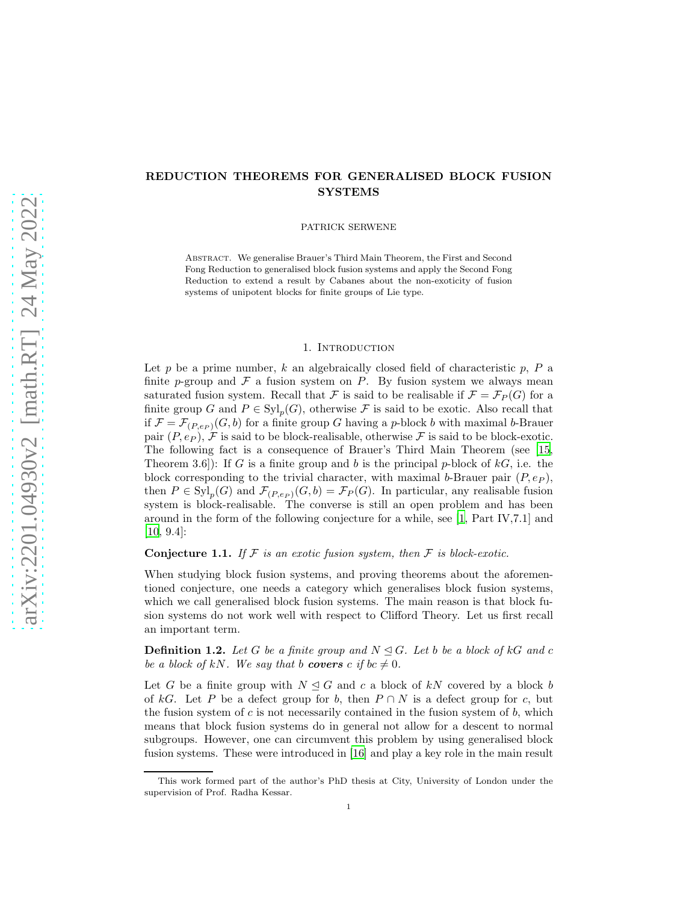# REDUCTION THEOREMS FOR GENERALISED BLOCK FUSION SYSTEMS

PATRICK SERWENE

Abstract. We generalise Brauer's Third Main Theorem, the First and Second Fong Reduction to generalised block fusion systems and apply the Second Fong Reduction to extend a result by Cabanes about the non-exoticity of fusion systems of unipotent blocks for finite groups of Lie type.

## 1. Introduction

Let $p$ be a prime number, $k$ an algebraically closed field of characteristic $p$, $P$ a finite $p$-group and $\mathcal{F}$ a fusion system on $P$. By fusion system we always mean saturated fusion system. Recall that $\mathcal{F}$ is said to be realisable if $\mathcal{F} = \mathcal{F}_P(G)$ for a finite group $G$ and $P \in \mathrm{Syl}_p(G)$, otherwise $\mathcal{F}$ is said to be exotic. Also recall that if $\mathcal{F} = \mathcal{F}_{(P,e_P)}(G,b)$ for a finite group $G$ having a $p$-block $b$ with maximal $b$-Brauer pair $(P, e_P)$, $\mathcal{F}$ is said to be block-realisable, otherwise $\mathcal{F}$ is said to be block-exotic. The following fact is a consequence of Brauer's Third Main Theorem (see [15, Theorem 3.6]): If $G$ is a finite group and $b$ is the principal $p$-block of $kG$, i.e. the block corresponding to the trivial character, with maximal $b$-Brauer pair $(P, e_P)$, then $P \in \mathrm{Syl}_p(G)$ and $\mathcal{F}_{(P,e_P)}(G,b) = \mathcal{F}_P(G)$. In particular, any realisable fusion system is block-realisable. The converse is still an open problem and has been around in the form of the following conjecture for a while, see [1, Part IV,7.1] and [10, 9.4]:

**Conjecture 1.1.** *If $\mathcal{F}$ is an exotic fusion system, then $\mathcal{F}$ is block-exotic.*

When studying block fusion systems, and proving theorems about the aforementioned conjecture, one needs a category which generalises block fusion systems, which we call generalised block fusion systems. The main reason is that block fusion systems do not work well with respect to Clifford Theory. Let us first recall an important term.

**Definition 1.2.** *Let $G$ be a finite group and $N \trianglelefteq G$. Let $b$ be a block of $kG$ and $c$ be a block of $kN$. We say that $b$* ***covers*** *$c$ if $bc \neq 0$.*

Let $G$ be a finite group with $N \trianglelefteq G$ and $c$ a block of $kN$ covered by a block $b$ of $kG$. Let $P$ be a defect group for $b$, then $P \cap N$ is a defect group for $c$, but the fusion system of $c$ is not necessarily contained in the fusion system of $b$, which means that block fusion systems do in general not allow for a descent to normal subgroups. However, one can circumvent this problem by using generalised block fusion systems. These were introduced in [16] and play a key role in the main result

This work formed part of the author's PhD thesis at City, University of London under the supervision of Prof. Radha Kessar.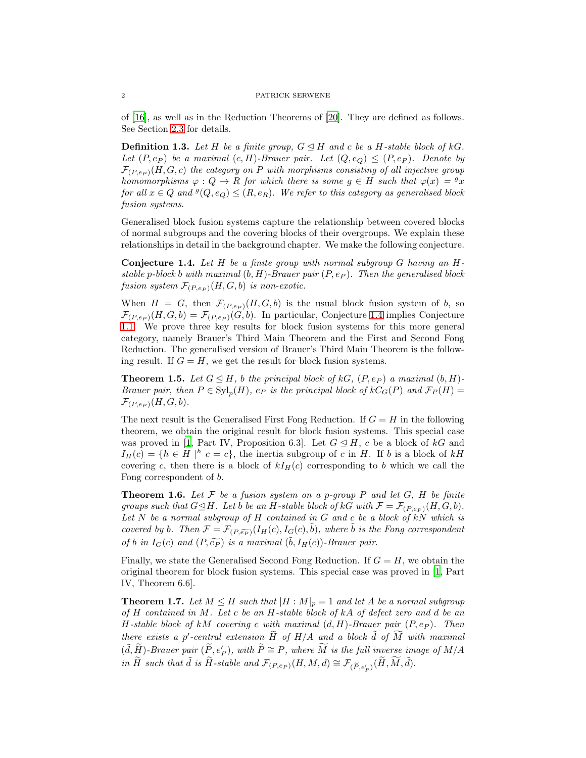of [16], as well as in the Reduction Theorems of [20]. They are defined as follows. See Section 2.3 for details.

**Definition 1.3.** *Let $H$ be a finite group, $G \trianglelefteq H$ and $c$ be a $H$-stable block of $kG$. Let $(P, e_P)$ be a maximal $(c, H)$-Brauer pair. Let $(Q, e_Q) \leq (P, e_P)$. Denote by $\mathcal{F}_{(P,e_P)}(H, G, c)$ the category on $P$ with morphisms consisting of all injective group homomorphisms $\varphi : Q \to R$ for which there is some $g \in H$ such that $\varphi(x) = {}^g x$ for all $x \in Q$ and ${}^g(Q, e_Q) \leq (R, e_R)$. We refer to this category as generalised block fusion systems.*

Generalised block fusion systems capture the relationship between covered blocks of normal subgroups and the covering blocks of their overgroups. We explain these relationships in detail in the background chapter. We make the following conjecture.

**Conjecture 1.4.** *Let $H$ be a finite group with normal subgroup $G$ having an $H$-stable $p$-block $b$ with maximal $(b, H)$-Brauer pair $(P, e_P)$. Then the generalised block fusion system $\mathcal{F}_{(P,e_P)}(H, G, b)$ is non-exotic.*

When $H = G$, then $\mathcal{F}_{(P,e_P)}(H, G, b)$ is the usual block fusion system of $b$, so $\mathcal{F}_{(P,e_P)}(H, G, b) = \mathcal{F}_{(P,e_P)}(G, b)$. In particular, Conjecture 1.4 implies Conjecture 1.1. We prove three key results for block fusion systems for this more general category, namely Brauer's Third Main Theorem and the First and Second Fong Reduction. The generalised version of Brauer's Third Main Theorem is the following result. If $G = H$, we get the result for block fusion systems.

**Theorem 1.5.** *Let $G \trianglelefteq H$, $b$ the principal block of $kG$, $(P, e_P)$ a maximal $(b, H)$-Brauer pair, then $P \in \mathrm{Syl}_p(H)$, $e_P$ is the principal block of $kC_G(P)$ and $\mathcal{F}_P(H) = \mathcal{F}_{(P,e_P)}(H, G, b)$.*

The next result is the Generalised First Fong Reduction. If $G = H$ in the following theorem, we obtain the original result for block fusion systems. This special case was proved in [1, Part IV, Proposition 6.3]. Let $G \trianglelefteq H$, $c$ be a block of $kG$ and $I_H(c) = \{h \in H \mid {}^h c = c\}$, the inertia subgroup of $c$ in $H$. If $b$ is a block of $kH$ covering $c$, then there is a block of $kI_H(c)$ corresponding to $b$ which we call the Fong correspondent of $b$.

**Theorem 1.6.** *Let $\mathcal{F}$ be a fusion system on a $p$-group $P$ and let $G$, $H$ be finite groups such that $G \trianglelefteq H$. Let $b$ be an $H$-stable block of $kG$ with $\mathcal{F} = \mathcal{F}_{(P,e_P)}(H, G, b)$. Let $N$ be a normal subgroup of $H$ contained in $G$ and $c$ be a block of $kN$ which is covered by $b$. Then $\mathcal{F} = \mathcal{F}_{(P,\widetilde{e_P})}(I_H(c), I_G(c), \tilde{b})$, where $\tilde{b}$ is the Fong correspondent of $b$ in $I_G(c)$ and $(P, \widetilde{e_P})$ is a maximal $(\tilde{b}, I_H(c))$-Brauer pair.*

Finally, we state the Generalised Second Fong Reduction. If $G = H$, we obtain the original theorem for block fusion systems. This special case was proved in [1, Part IV, Theorem 6.6].

**Theorem 1.7.** *Let $M \leq H$ such that $|H : M|_p = 1$ and let $A$ be a normal subgroup of $H$ contained in $M$. Let $c$ be an $H$-stable block of $kA$ of defect zero and $d$ be an $H$-stable block of $kM$ covering $c$ with maximal $(d, H)$-Brauer pair $(P, e_P)$. Then there exists a $p'$-central extension $\widetilde{H}$ of $H/A$ and a block $\tilde{d}$ of $\widetilde{M}$ with maximal $(\tilde{d}, \widetilde{H})$-Brauer pair $(\widetilde{P}, e'_P)$, with $\widetilde{P} \cong P$, where $\widetilde{M}$ is the full inverse image of $M/A$ in $\widetilde{H}$ such that $\tilde{d}$ is $\widetilde{H}$-stable and $\mathcal{F}_{(P,e_P)}(H, M, d) \cong \mathcal{F}_{(\widetilde{P},e'_P)}(\widetilde{H}, \widetilde{M}, \tilde{d})$.*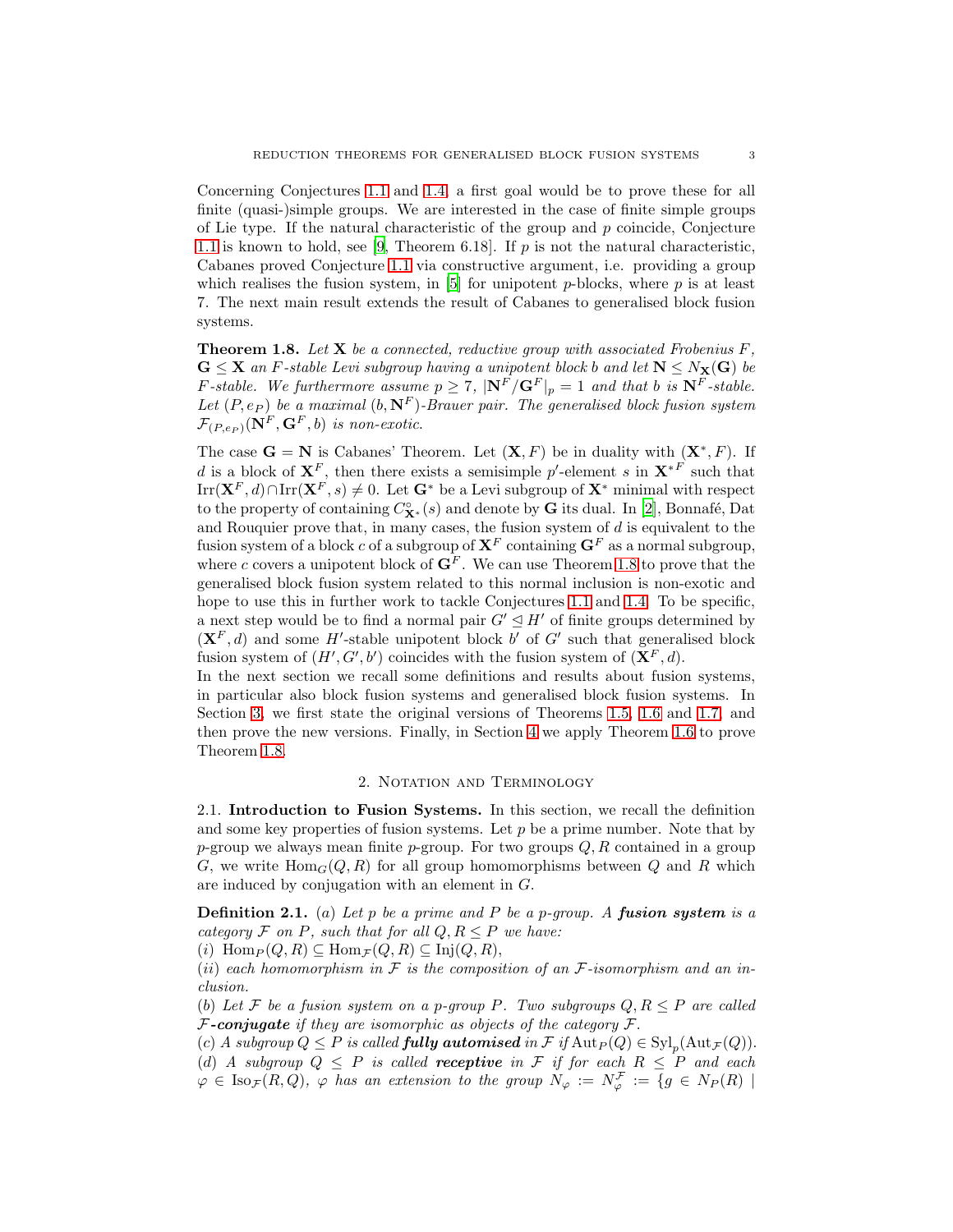Concerning Conjectures 1.1 and 1.4, a first goal would be to prove these for all finite (quasi-)simple groups. We are interested in the case of finite simple groups of Lie type. If the natural characteristic of the group and $p$ coincide, Conjecture 1.1 is known to hold, see [9, Theorem 6.18]. If $p$ is not the natural characteristic, Cabanes proved Conjecture 1.1 via constructive argument, i.e. providing a group which realises the fusion system, in [5] for unipotent $p$-blocks, where $p$ is at least 7. The next main result extends the result of Cabanes to generalised block fusion systems.

**Theorem 1.8.** *Let $\mathbf{X}$ be a connected, reductive group with associated Frobenius $F$, $\mathbf{G} \leq \mathbf{X}$ an $F$-stable Levi subgroup having a unipotent block $b$ and let $\mathbf{N} \leq N_{\mathbf{X}}(\mathbf{G})$ be $F$-stable. We furthermore assume $p \geq 7$, $|\mathbf{N}^F/\mathbf{G}^F|_p = 1$ and that $b$ is $\mathbf{N}^F$-stable. Let $(P, e_P)$ be a maximal $(b, \mathbf{N}^F)$-Brauer pair. The generalised block fusion system $\mathcal{F}_{(P,e_P)}(\mathbf{N}^F, \mathbf{G}^F, b)$ is non-exotic.*

The case $\mathbf{G} = \mathbf{N}$ is Cabanes' Theorem. Let $(\mathbf{X}, F)$ be in duality with $(\mathbf{X}^*, F)$. If $d$ is a block of $\mathbf{X}^F$, then there exists a semisimple $p'$-element $s$ in $\mathbf{X}^{*F}$ such that $\mathrm{Irr}(\mathbf{X}^F, d) \cap \mathrm{Irr}(\mathbf{X}^F, s) \neq 0$. Let $\mathbf{G}^*$ be a Levi subgroup of $\mathbf{X}^*$ minimal with respect to the property of containing $C^\circ_{\mathbf{X}^*}(s)$ and denote by $\mathbf{G}$ its dual. In [2], Bonnafé, Dat and Rouquier prove that, in many cases, the fusion system of $d$ is equivalent to the fusion system of a block $c$ of a subgroup of $\mathbf{X}^F$ containing $\mathbf{G}^F$ as a normal subgroup, where $c$ covers a unipotent block of $\mathbf{G}^F$. We can use Theorem 1.8 to prove that the generalised block fusion system related to this normal inclusion is non-exotic and hope to use this in further work to tackle Conjectures 1.1 and 1.4. To be specific, a next step would be to find a normal pair $G' \trianglelefteq H'$ of finite groups determined by $(\mathbf{X}^F, d)$ and some $H'$-stable unipotent block $b'$ of $G'$ such that generalised block fusion system of $(H', G', b')$ coincides with the fusion system of $(\mathbf{X}^F, d)$.
In the next section we recall some definitions and results about fusion systems, in particular also block fusion systems and generalised block fusion systems. In Section 3, we first state the original versions of Theorems 1.5, 1.6 and 1.7, and then prove the new versions. Finally, in Section 4 we apply Theorem 1.6 to prove Theorem 1.8.

## 2. Notation and Terminology

**2.1. Introduction to Fusion Systems.** In this section, we recall the definition and some key properties of fusion systems. Let $p$ be a prime number. Note that by $p$-group we always mean finite $p$-group. For two groups $Q, R$ contained in a group $G$, we write $\mathrm{Hom}_G(Q, R)$ for all group homomorphisms between $Q$ and $R$ which are induced by conjugation with an element in $G$.

**Definition 2.1.** (*a*) *Let $p$ be a prime and $P$ be a $p$-group. A* ***fusion system*** *is a category $\mathcal{F}$ on $P$, such that for all $Q, R \leq P$ we have:*
(*i*) $\mathrm{Hom}_P(Q, R) \subseteq \mathrm{Hom}_{\mathcal{F}}(Q, R) \subseteq \mathrm{Inj}(Q, R)$,
(*ii*) *each homomorphism in $\mathcal{F}$ is the composition of an $\mathcal{F}$-isomorphism and an inclusion.*
(*b*) *Let $\mathcal{F}$ be a fusion system on a $p$-group $P$. Two subgroups $Q, R \leq P$ are called* ***$\mathcal{F}$-conjugate*** *if they are isomorphic as objects of the category $\mathcal{F}$.*
(*c*) *A subgroup $Q \leq P$ is called* ***fully automised*** *in $\mathcal{F}$ if $\mathrm{Aut}_P(Q) \in \mathrm{Syl}_p(\mathrm{Aut}_{\mathcal{F}}(Q))$.*
(*d*) *A subgroup $Q \leq P$ is called* ***receptive*** *in $\mathcal{F}$ if for each $R \leq P$ and each $\varphi \in \mathrm{Iso}_{\mathcal{F}}(R, Q)$, $\varphi$ has an extension to the group $N_\varphi := N^{\mathcal{F}}_\varphi := \{g \in N_P(R) \mid$*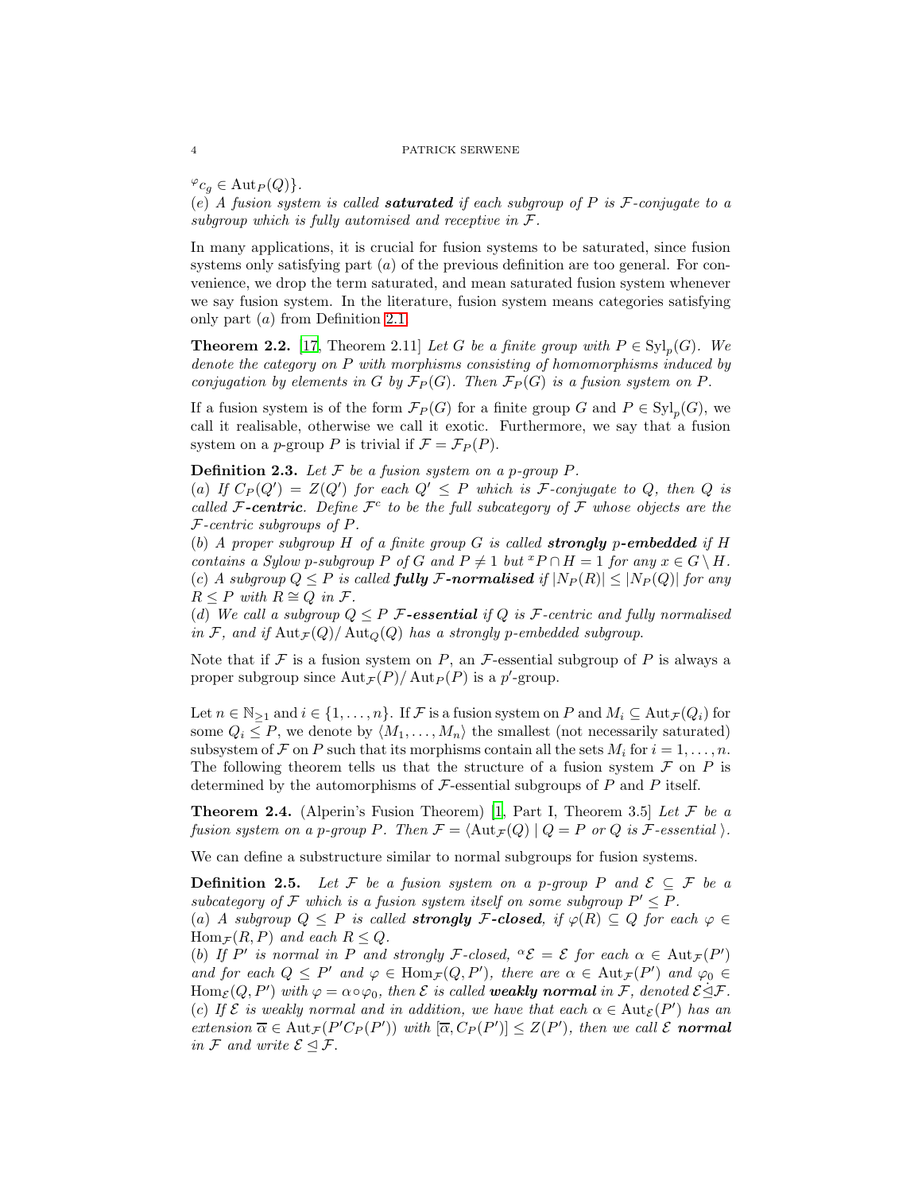${}^{\varphi}c_g \in \operatorname{Aut}_P(Q)\}$.

(e) *A fusion system is called* ***saturated*** *if each subgroup of $P$ is $\mathcal{F}$-conjugate to a subgroup which is fully automised and receptive in $\mathcal{F}$.*

In many applications, it is crucial for fusion systems to be saturated, since fusion systems only satisfying part $(a)$ of the previous definition are too general. For convenience, we drop the term saturated, and mean saturated fusion system whenever we say fusion system. In the literature, fusion system means categories satisfying only part $(a)$ from Definition 2.1.

**Theorem 2.2.** [17, Theorem 2.11] *Let $G$ be a finite group with $P \in \operatorname{Syl}_p(G)$. We denote the category on $P$ with morphisms consisting of homomorphisms induced by conjugation by elements in $G$ by $\mathcal{F}_P(G)$. Then $\mathcal{F}_P(G)$ is a fusion system on $P$.*

If a fusion system is of the form $\mathcal{F}_P(G)$ for a finite group $G$ and $P \in \operatorname{Syl}_p(G)$, we call it realisable, otherwise we call it exotic. Furthermore, we say that a fusion system on a $p$-group $P$ is trivial if $\mathcal{F} = \mathcal{F}_P(P)$.

**Definition 2.3.** *Let $\mathcal{F}$ be a fusion system on a $p$-group $P$.*
(a) *If $C_P(Q') = Z(Q')$ for each $Q' \leq P$ which is $\mathcal{F}$-conjugate to $Q$, then $Q$ is called* ***$\mathcal{F}$-centric***. *Define $\mathcal{F}^c$ to be the full subcategory of $\mathcal{F}$ whose objects are the $\mathcal{F}$-centric subgroups of $P$.*
(b) *A proper subgroup $H$ of a finite group $G$ is called* ***strongly $p$-embedded*** *if $H$ contains a Sylow $p$-subgroup $P$ of $G$ and $P \neq 1$ but ${}^{x}P \cap H = 1$ for any $x \in G \setminus H$.*
(c) *A subgroup $Q \leq P$ is called* ***fully $\mathcal{F}$-normalised*** *if $|N_P(R)| \leq |N_P(Q)|$ for any $R \leq P$ with $R \cong Q$ in $\mathcal{F}$.*
(d) *We call a subgroup $Q \leq P$* ***$\mathcal{F}$-essential*** *if $Q$ is $\mathcal{F}$-centric and fully normalised in $\mathcal{F}$, and if $\operatorname{Aut}_{\mathcal{F}}(Q)/\operatorname{Aut}_Q(Q)$ has a strongly $p$-embedded subgroup.*

Note that if $\mathcal{F}$ is a fusion system on $P$, an $\mathcal{F}$-essential subgroup of $P$ is always a proper subgroup since $\operatorname{Aut}_{\mathcal{F}}(P)/\operatorname{Aut}_P(P)$ is a $p'$-group.

Let $n \in \mathbb{N}_{\geq 1}$ and $i \in \{1, \dots, n\}$. If $\mathcal{F}$ is a fusion system on $P$ and $M_i \subseteq \operatorname{Aut}_{\mathcal{F}}(Q_i)$ for some $Q_i \leq P$, we denote by $\langle M_1, \dots, M_n \rangle$ the smallest (not necessarily saturated) subsystem of $\mathcal{F}$ on $P$ such that its morphisms contain all the sets $M_i$ for $i = 1, \dots, n$. The following theorem tells us that the structure of a fusion system $\mathcal{F}$ on $P$ is determined by the automorphisms of $\mathcal{F}$-essential subgroups of $P$ and $P$ itself.

**Theorem 2.4.** (Alperin's Fusion Theorem) [1, Part I, Theorem 3.5] *Let $\mathcal{F}$ be a fusion system on a $p$-group $P$. Then $\mathcal{F} = \langle \operatorname{Aut}_{\mathcal{F}}(Q) \mid Q = P \text{ or } Q \text{ is } \mathcal{F}\text{-essential} \rangle$.*

We can define a substructure similar to normal subgroups for fusion systems.

**Definition 2.5.** *Let $\mathcal{F}$ be a fusion system on a $p$-group $P$ and $\mathcal{E} \subseteq \mathcal{F}$ be a subcategory of $\mathcal{F}$ which is a fusion system itself on some subgroup $P' \leq P$.*
(a) *A subgroup $Q \leq P$ is called* ***strongly $\mathcal{F}$-closed***, *if $\varphi(R) \subseteq Q$ for each $\varphi \in \operatorname{Hom}_{\mathcal{F}}(R, P)$ and each $R \leq Q$.*
(b) *If $P'$ is normal in $P$ and strongly $\mathcal{F}$-closed, ${}^{\alpha}\mathcal{E} = \mathcal{E}$ for each $\alpha \in \operatorname{Aut}_{\mathcal{F}}(P')$ and for each $Q \leq P'$ and $\varphi \in \operatorname{Hom}_{\mathcal{F}}(Q, P')$, there are $\alpha \in \operatorname{Aut}_{\mathcal{F}}(P')$ and $\varphi_0 \in \operatorname{Hom}_{\mathcal{E}}(Q, P')$ with $\varphi = \alpha \circ \varphi_0$, then $\mathcal{E}$ is called* ***weakly normal*** *in $\mathcal{F}$, denoted $\mathcal{E} \dot{\trianglelefteq} \mathcal{F}$.*
(c) *If $\mathcal{E}$ is weakly normal and in addition, we have that each $\alpha \in \operatorname{Aut}_{\mathcal{E}}(P')$ has an extension $\overline{\alpha} \in \operatorname{Aut}_{\mathcal{F}}(P'C_P(P'))$ with $[\overline{\alpha}, C_P(P')] \leq Z(P')$, then we call $\mathcal{E}$* ***normal*** *in $\mathcal{F}$ and write $\mathcal{E} \trianglelefteq \mathcal{F}$.*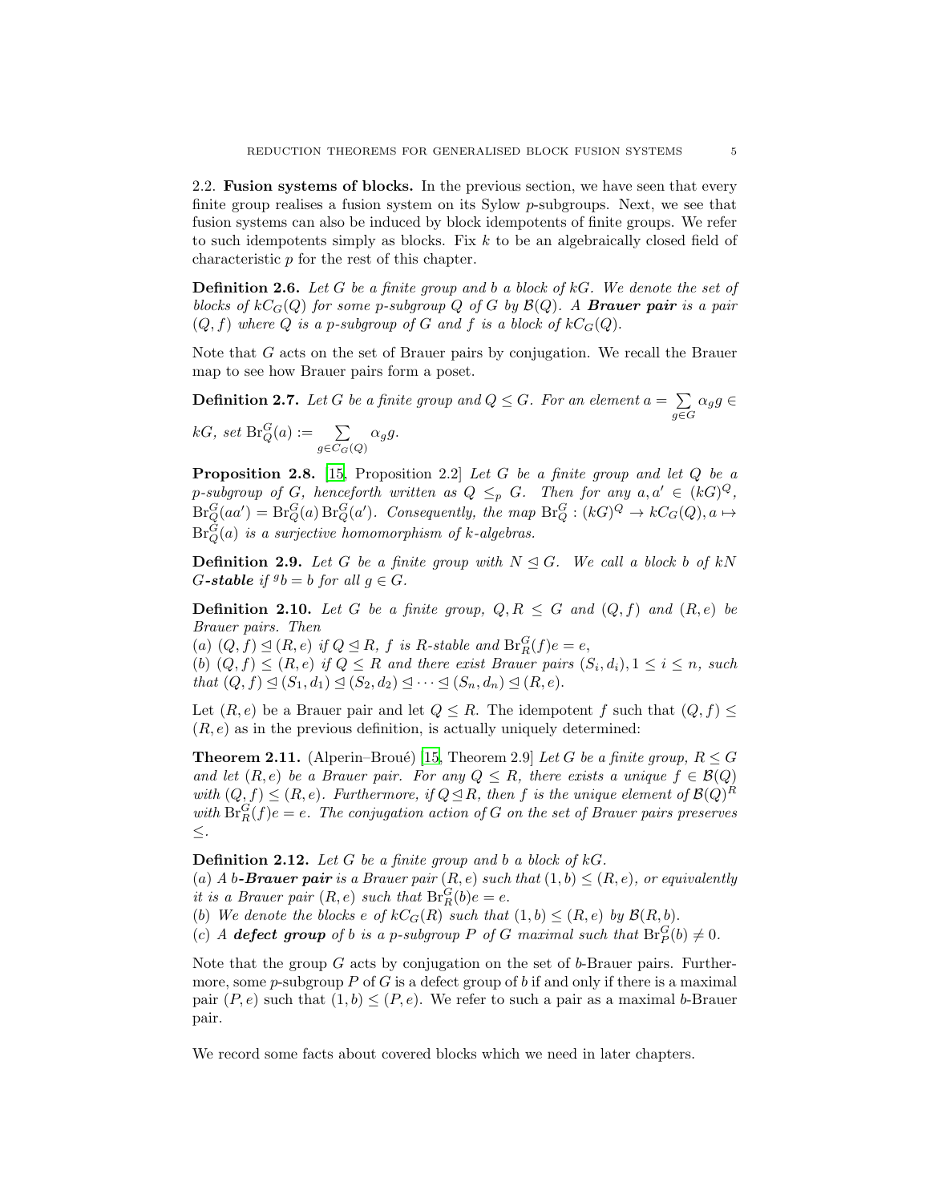### 2.2. Fusion systems of blocks.

In the previous section, we have seen that every finite group realises a fusion system on its Sylow $p$-subgroups. Next, we see that fusion systems can also be induced by block idempotents of finite groups. We refer to such idempotents simply as blocks. Fix $k$ to be an algebraically closed field of characteristic $p$ for the rest of this chapter.

**Definition 2.6.** *Let $G$ be a finite group and $b$ a block of $kG$. We denote the set of blocks of $kC_G(Q)$ for some $p$-subgroup $Q$ of $G$ by $\mathcal{B}(Q)$. A **Brauer pair** is a pair $(Q, f)$ where $Q$ is a $p$-subgroup of $G$ and $f$ is a block of $kC_G(Q)$.*

Note that $G$ acts on the set of Brauer pairs by conjugation. We recall the Brauer map to see how Brauer pairs form a poset.

**Definition 2.7.** *Let $G$ be a finite group and $Q \leq G$. For an element $a = \sum_{g \in G} \alpha_g g \in kG$, set $\mathrm{Br}_Q^G(a) := \sum_{g \in C_G(Q)} \alpha_g g$.*

**Proposition 2.8.** [15, Proposition 2.2] *Let $G$ be a finite group and let $Q$ be a $p$-subgroup of $G$, henceforth written as $Q \leq_p G$. Then for any $a, a' \in (kG)^Q$, $\mathrm{Br}_Q^G(aa') = \mathrm{Br}_Q^G(a)\,\mathrm{Br}_Q^G(a')$. Consequently, the map $\mathrm{Br}_Q^G : (kG)^Q \to kC_G(Q), a \mapsto \mathrm{Br}_Q^G(a)$ is a surjective homomorphism of $k$-algebras.*

**Definition 2.9.** *Let $G$ be a finite group with $N \trianglelefteq G$. We call a block $b$ of $kN$ **$G$-stable** if ${}^g b = b$ for all $g \in G$.*

**Definition 2.10.** *Let $G$ be a finite group, $Q, R \leq G$ and $(Q, f)$ and $(R, e)$ be Brauer pairs. Then*
*(a) $(Q, f) \trianglelefteq (R, e)$ if $Q \trianglelefteq R$, $f$ is $R$-stable and $\mathrm{Br}_R^G(f)e = e$,*
*(b) $(Q, f) \leq (R, e)$ if $Q \leq R$ and there exist Brauer pairs $(S_i, d_i), 1 \leq i \leq n$, such that $(Q, f) \trianglelefteq (S_1, d_1) \trianglelefteq (S_2, d_2) \trianglelefteq \cdots \trianglelefteq (S_n, d_n) \trianglelefteq (R, e)$.*

Let $(R, e)$ be a Brauer pair and let $Q \leq R$. The idempotent $f$ such that $(Q, f) \leq (R, e)$ as in the previous definition, is actually uniquely determined:

**Theorem 2.11.** (Alperin–Broué) [15, Theorem 2.9] *Let $G$ be a finite group, $R \leq G$ and let $(R, e)$ be a Brauer pair. For any $Q \leq R$, there exists a unique $f \in \mathcal{B}(Q)$ with $(Q, f) \leq (R, e)$. Furthermore, if $Q \trianglelefteq R$, then $f$ is the unique element of $\mathcal{B}(Q)^R$ with $\mathrm{Br}_R^G(f)e = e$. The conjugation action of $G$ on the set of Brauer pairs preserves $\leq$.*

**Definition 2.12.** *Let $G$ be a finite group and $b$ a block of $kG$.*
*(a) A **$b$-Brauer pair** is a Brauer pair $(R, e)$ such that $(1, b) \leq (R, e)$, or equivalently it is a Brauer pair $(R, e)$ such that $\mathrm{Br}_R^G(b)e = e$.*
*(b) We denote the blocks $e$ of $kC_G(R)$ such that $(1, b) \leq (R, e)$ by $\mathcal{B}(R, b)$.*
*(c) A **defect group** of $b$ is a $p$-subgroup $P$ of $G$ maximal such that $\mathrm{Br}_P^G(b) \neq 0$.*

Note that the group $G$ acts by conjugation on the set of $b$-Brauer pairs. Furthermore, some $p$-subgroup $P$ of $G$ is a defect group of $b$ if and only if there is a maximal pair $(P, e)$ such that $(1, b) \leq (P, e)$. We refer to such a pair as a maximal $b$-Brauer pair.

We record some facts about covered blocks which we need in later chapters.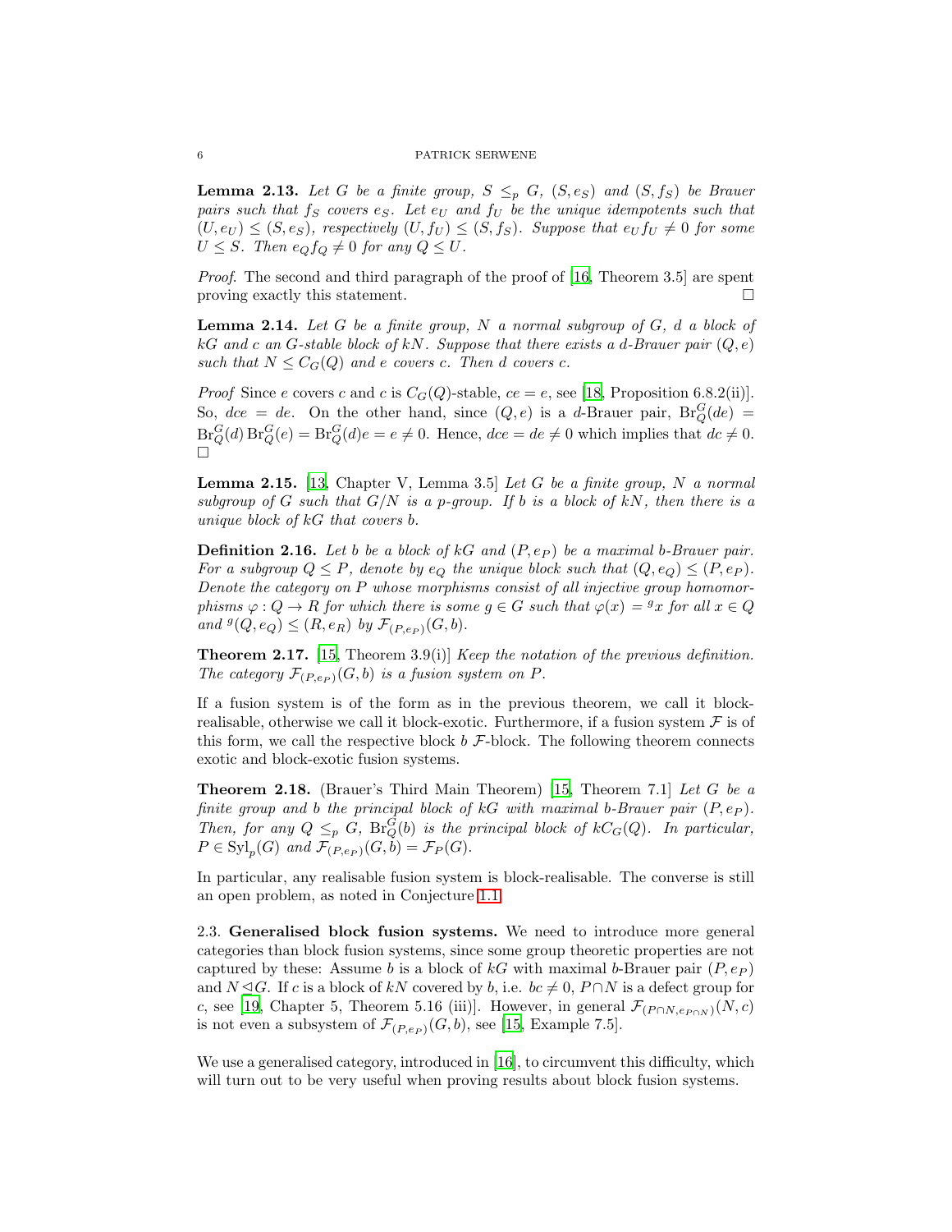**Lemma 2.13.** *Let $G$ be a finite group, $S \leq_p G$, $(S, e_S)$ and $(S, f_S)$ be Brauer pairs such that $f_S$ covers $e_S$. Let $e_U$ and $f_U$ be the unique idempotents such that $(U, e_U) \leq (S, e_S)$, respectively $(U, f_U) \leq (S, f_S)$. Suppose that $e_U f_U \neq 0$ for some $U \leq S$. Then $e_Q f_Q \neq 0$ for any $Q \leq U$.*

*Proof.* The second and third paragraph of the proof of [16, Theorem 3.5] are spent proving exactly this statement. □

**Lemma 2.14.** *Let $G$ be a finite group, $N$ a normal subgroup of $G$, $d$ a block of $kG$ and $c$ an $G$-stable block of $kN$. Suppose that there exists a $d$-Brauer pair $(Q, e)$ such that $N \leq C_G(Q)$ and $e$ covers $c$. Then $d$ covers $c$.*

*Proof* Since $e$ covers $c$ and $c$ is $C_G(Q)$-stable, $ce = e$, see [18, Proposition 6.8.2(ii)]. So, $dce = de$. On the other hand, since $(Q, e)$ is a $d$-Brauer pair, $\mathrm{Br}_Q^G(de) = \mathrm{Br}_Q^G(d)\,\mathrm{Br}_Q^G(e) = \mathrm{Br}_Q^G(d)e = e \neq 0$. Hence, $dce = de \neq 0$ which implies that $dc \neq 0$. □

**Lemma 2.15.** [13, Chapter V, Lemma 3.5] *Let $G$ be a finite group, $N$ a normal subgroup of $G$ such that $G/N$ is a $p$-group. If $b$ is a block of $kN$, then there is a unique block of $kG$ that covers $b$.*

**Definition 2.16.** *Let $b$ be a block of $kG$ and $(P, e_P)$ be a maximal $b$-Brauer pair. For a subgroup $Q \leq P$, denote by $e_Q$ the unique block such that $(Q, e_Q) \leq (P, e_P)$. Denote the category on $P$ whose morphisms consist of all injective group homomorphisms $\varphi : Q \to R$ for which there is some $g \in G$ such that $\varphi(x) = {}^g x$ for all $x \in Q$ and ${}^g(Q, e_Q) \leq (R, e_R)$ by $\mathcal{F}_{(P,e_P)}(G, b)$.*

**Theorem 2.17.** [15, Theorem 3.9(i)] *Keep the notation of the previous definition. The category $\mathcal{F}_{(P,e_P)}(G, b)$ is a fusion system on $P$.*

If a fusion system is of the form as in the previous theorem, we call it block-realisable, otherwise we call it block-exotic. Furthermore, if a fusion system $\mathcal{F}$ is of this form, we call the respective block $b$ $\mathcal{F}$-block. The following theorem connects exotic and block-exotic fusion systems.

**Theorem 2.18.** (Brauer's Third Main Theorem) [15, Theorem 7.1] *Let $G$ be a finite group and $b$ the principal block of $kG$ with maximal $b$-Brauer pair $(P, e_P)$. Then, for any $Q \leq_p G$, $\mathrm{Br}_Q^G(b)$ is the principal block of $kC_G(Q)$. In particular, $P \in \mathrm{Syl}_p(G)$ and $\mathcal{F}_{(P,e_P)}(G, b) = \mathcal{F}_P(G)$.*

In particular, any realisable fusion system is block-realisable. The converse is still an open problem, as noted in Conjecture 1.1.

2.3. **Generalised block fusion systems.** We need to introduce more general categories than block fusion systems, since some group theoretic properties are not captured by these: Assume $b$ is a block of $kG$ with maximal $b$-Brauer pair $(P, e_P)$ and $N \trianglelefteq G$. If $c$ is a block of $kN$ covered by $b$, i.e. $bc \neq 0$, $P \cap N$ is a defect group for $c$, see [19, Chapter 5, Theorem 5.16 (iii)]. However, in general $\mathcal{F}_{(P \cap N, e_{P \cap N})}(N, c)$ is not even a subsystem of $\mathcal{F}_{(P,e_P)}(G, b)$, see [15, Example 7.5].

We use a generalised category, introduced in [16], to circumvent this difficulty, which will turn out to be very useful when proving results about block fusion systems.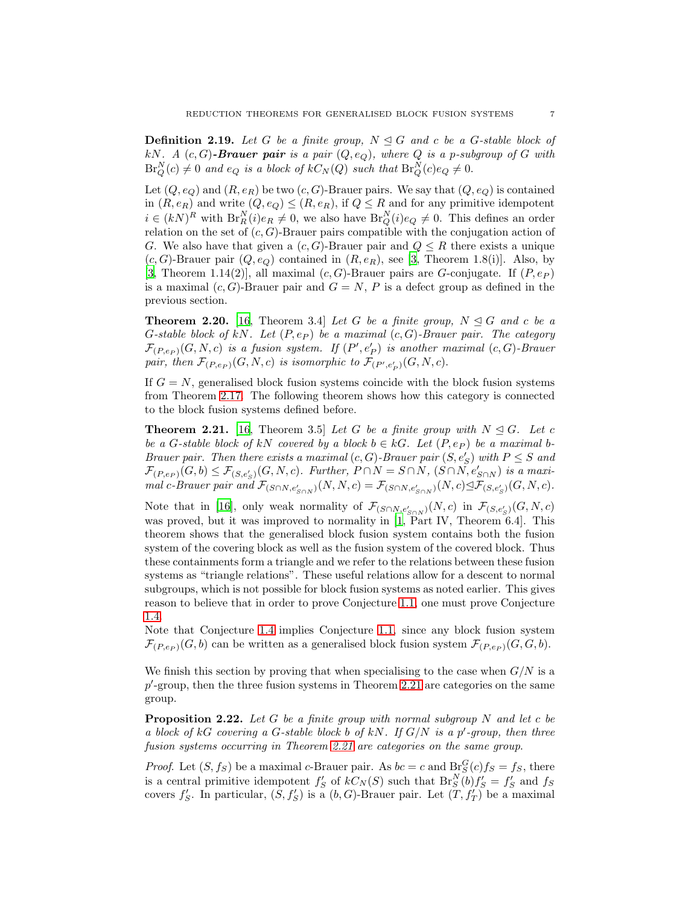**Definition 2.19.** *Let $G$ be a finite group, $N \trianglelefteq G$ and $c$ be a $G$-stable block of $kN$. A $(c,G)$-**Brauer pair** is a pair $(Q, e_Q)$, where $Q$ is a $p$-subgroup of $G$ with $\mathrm{Br}_Q^N(c) \neq 0$ and $e_Q$ is a block of $kC_N(Q)$ such that $\mathrm{Br}_Q^N(c)e_Q \neq 0$.*

Let $(Q, e_Q)$ and $(R, e_R)$ be two $(c,G)$-Brauer pairs. We say that $(Q, e_Q)$ is contained in $(R, e_R)$ and write $(Q, e_Q) \leq (R, e_R)$, if $Q \leq R$ and for any primitive idempotent $i \in (kN)^R$ with $\mathrm{Br}_R^N(i)e_R \neq 0$, we also have $\mathrm{Br}_Q^N(i)e_Q \neq 0$. This defines an order relation on the set of $(c,G)$-Brauer pairs compatible with the conjugation action of $G$. We also have that given a $(c,G)$-Brauer pair and $Q \leq R$ there exists a unique $(c,G)$-Brauer pair $(Q, e_Q)$ contained in $(R, e_R)$, see [3, Theorem 1.8(i)]. Also, by [3, Theorem 1.14(2)], all maximal $(c,G)$-Brauer pairs are $G$-conjugate. If $(P, e_P)$ is a maximal $(c,G)$-Brauer pair and $G = N$, $P$ is a defect group as defined in the previous section.

**Theorem 2.20.** [16, Theorem 3.4] *Let $G$ be a finite group, $N \trianglelefteq G$ and $c$ be a $G$-stable block of $kN$. Let $(P, e_P)$ be a maximal $(c,G)$-Brauer pair. The category $\mathcal{F}_{(P,e_P)}(G,N,c)$ is a fusion system. If $(P', e'_P)$ is another maximal $(c,G)$-Brauer pair, then $\mathcal{F}_{(P,e_P)}(G,N,c)$ is isomorphic to $\mathcal{F}_{(P',e'_P)}(G,N,c)$.*

If $G = N$, generalised block fusion systems coincide with the block fusion systems from Theorem 2.17. The following theorem shows how this category is connected to the block fusion systems defined before.

**Theorem 2.21.** [16, Theorem 3.5] *Let $G$ be a finite group with $N \trianglelefteq G$. Let $c$ be a $G$-stable block of $kN$ covered by a block $b \in kG$. Let $(P, e_P)$ be a maximal $b$-Brauer pair. Then there exists a maximal $(c,G)$-Brauer pair $(S, e'_S)$ with $P \leq S$ and $\mathcal{F}_{(P,e_P)}(G,b) \leq \mathcal{F}_{(S,e'_S)}(G,N,c)$. Further, $P \cap N = S \cap N$, $(S \cap N, e'_{S\cap N})$ is a maximal $c$-Brauer pair and $\mathcal{F}_{(S\cap N, e'_{S\cap N})}(N,N,c) = \mathcal{F}_{(S\cap N, e'_{S\cap N})}(N,c) \trianglelefteq \mathcal{F}_{(S,e'_S)}(G,N,c)$.*

Note that in [16], only weak normality of $\mathcal{F}_{(S\cap N, e'_{S\cap N})}(N,c)$ in $\mathcal{F}_{(S,e'_S)}(G,N,c)$ was proved, but it was improved to normality in [1, Part IV, Theorem 6.4]. This theorem shows that the generalised block fusion system contains both the fusion system of the covering block as well as the fusion system of the covered block. Thus these containments form a triangle and we refer to the relations between these fusion systems as "triangle relations". These useful relations allow for a descent to normal subgroups, which is not possible for block fusion systems as noted earlier. This gives reason to believe that in order to prove Conjecture 1.1, one must prove Conjecture 1.4.

Note that Conjecture 1.4 implies Conjecture 1.1, since any block fusion system $\mathcal{F}_{(P,e_P)}(G,b)$ can be written as a generalised block fusion system $\mathcal{F}_{(P,e_P)}(G,G,b)$.

We finish this section by proving that when specialising to the case when $G/N$ is a $p'$-group, then the three fusion systems in Theorem 2.21 are categories on the same group.

**Proposition 2.22.** *Let $G$ be a finite group with normal subgroup $N$ and let $c$ be a block of $kG$ covering a $G$-stable block $b$ of $kN$. If $G/N$ is a $p'$-group, then three fusion systems occurring in Theorem 2.21 are categories on the same group.*

*Proof.* Let $(S, f_S)$ be a maximal $c$-Brauer pair. As $bc = c$ and $\mathrm{Br}_S^G(c)f_S = f_S$, there is a central primitive idempotent $f'_S$ of $kC_N(S)$ such that $\mathrm{Br}_S^N(b)f'_S = f'_S$ and $f_S$ covers $f'_S$. In particular, $(S, f'_S)$ is a $(b,G)$-Brauer pair. Let $(T, f'_T)$ be a maximal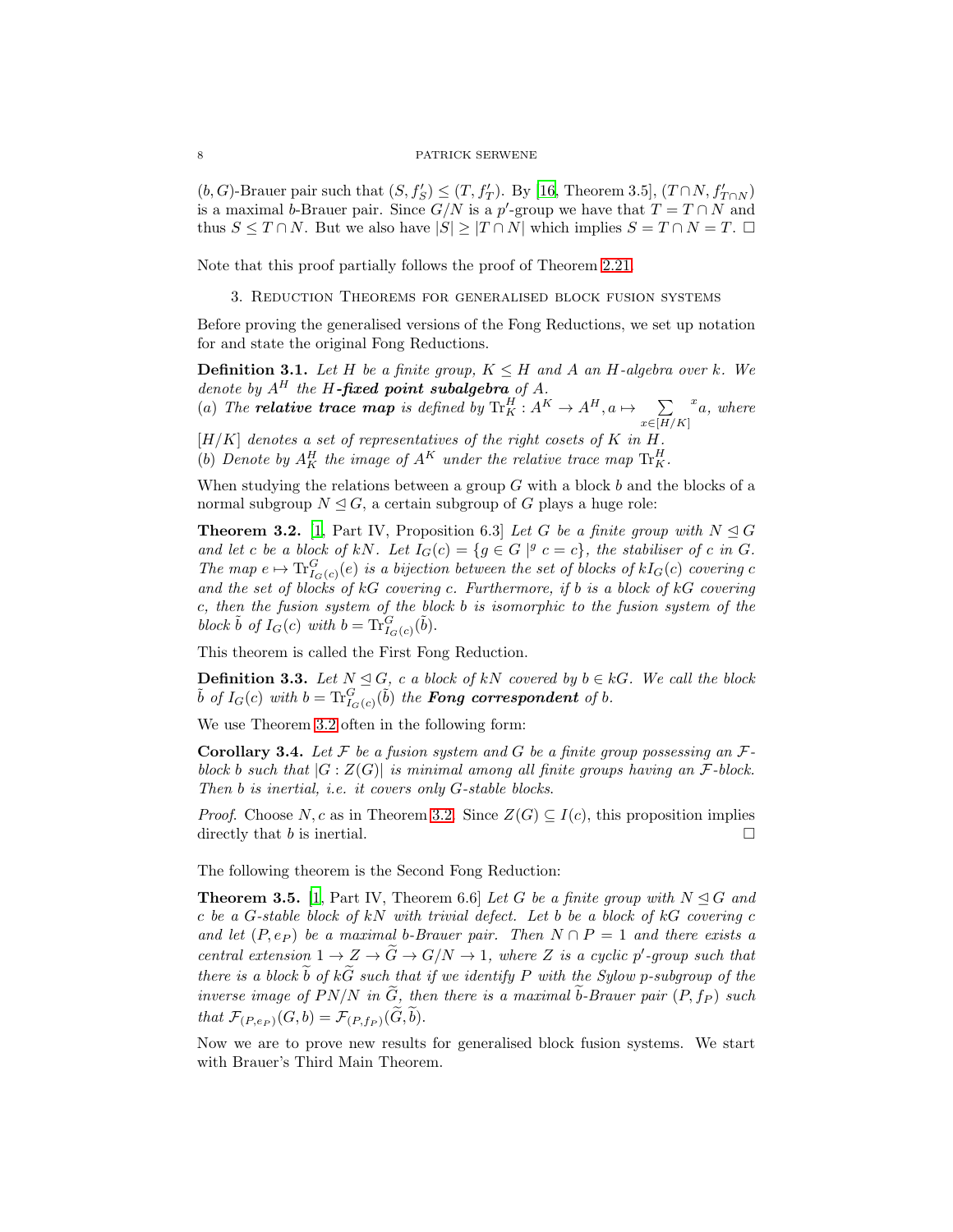$(b, G)$-Brauer pair such that $(S, f'_S) \leq (T, f'_T)$. By [16, Theorem 3.5], $(T \cap N, f'_{T\cap N})$ is a maximal $b$-Brauer pair. Since $G/N$ is a $p'$-group we have that $T = T \cap N$ and thus $S \leq T \cap N$. But we also have $|S| \geq |T \cap N|$ which implies $S = T \cap N = T$. □

Note that this proof partially follows the proof of Theorem 2.21.

## 3. Reduction Theorems for generalised block fusion systems

Before proving the generalised versions of the Fong Reductions, we set up notation for and state the original Fong Reductions.

**Definition 3.1.** *Let $H$ be a finite group, $K \leq H$ and $A$ an $H$-algebra over $k$. We denote by $A^H$ the **$H$-fixed point subalgebra** of $A$.*
*(a) The **relative trace map** is defined by $\mathrm{Tr}_K^H : A^K \to A^H, a \mapsto \sum_{x\in[H/K]} {}^x a$, where $[H/K]$ denotes a set of representatives of the right cosets of $K$ in $H$.*
*(b) Denote by $A_K^H$ the image of $A^K$ under the relative trace map $\mathrm{Tr}_K^H$.*

When studying the relations between a group $G$ with a block $b$ and the blocks of a normal subgroup $N \trianglelefteq G$, a certain subgroup of $G$ plays a huge role:

**Theorem 3.2.** [1, Part IV, Proposition 6.3] *Let $G$ be a finite group with $N \trianglelefteq G$ and let $c$ be a block of $kN$. Let $I_G(c) = \{g \in G \mid {}^g c = c\}$, the stabiliser of $c$ in $G$. The map $e \mapsto \mathrm{Tr}_{I_G(c)}^G(e)$ is a bijection between the set of blocks of $kI_G(c)$ covering $c$ and the set of blocks of $kG$ covering $c$. Furthermore, if $b$ is a block of $kG$ covering $c$, then the fusion system of the block $b$ is isomorphic to the fusion system of the block $\tilde{b}$ of $I_G(c)$ with $b = \mathrm{Tr}_{I_G(c)}^G(\tilde{b})$.*

This theorem is called the First Fong Reduction.

**Definition 3.3.** *Let $N \trianglelefteq G$, $c$ a block of $kN$ covered by $b \in kG$. We call the block $\tilde{b}$ of $I_G(c)$ with $b = \mathrm{Tr}_{I_G(c)}^G(\tilde{b})$ the **Fong correspondent** of $b$.*

We use Theorem 3.2 often in the following form:

**Corollary 3.4.** *Let $\mathcal{F}$ be a fusion system and $G$ be a finite group possessing an $\mathcal{F}$-block $b$ such that $|G : Z(G)|$ is minimal among all finite groups having an $\mathcal{F}$-block. Then $b$ is inertial, i.e. it covers only $G$-stable blocks.*

*Proof.* Choose $N, c$ as in Theorem 3.2. Since $Z(G) \subseteq I(c)$, this proposition implies directly that $b$ is inertial. □

The following theorem is the Second Fong Reduction:

**Theorem 3.5.** [1, Part IV, Theorem 6.6] *Let $G$ be a finite group with $N \trianglelefteq G$ and $c$ be a $G$-stable block of $kN$ with trivial defect. Let $b$ be a block of $kG$ covering $c$ and let $(P, e_P)$ be a maximal $b$-Brauer pair. Then $N \cap P = 1$ and there exists a central extension $1 \to Z \to \widetilde{G} \to G/N \to 1$, where $Z$ is a cyclic $p'$-group such that there is a block $\widetilde{b}$ of $k\widetilde{G}$ such that if we identify $P$ with the Sylow $p$-subgroup of the inverse image of $PN/N$ in $\widetilde{G}$, then there is a maximal $\widetilde{b}$-Brauer pair $(P, f_P)$ such that $\mathcal{F}_{(P,e_P)}(G, b) = \mathcal{F}_{(P,f_P)}(\widetilde{G}, \widetilde{b})$.*

Now we are to prove new results for generalised block fusion systems. We start with Brauer's Third Main Theorem.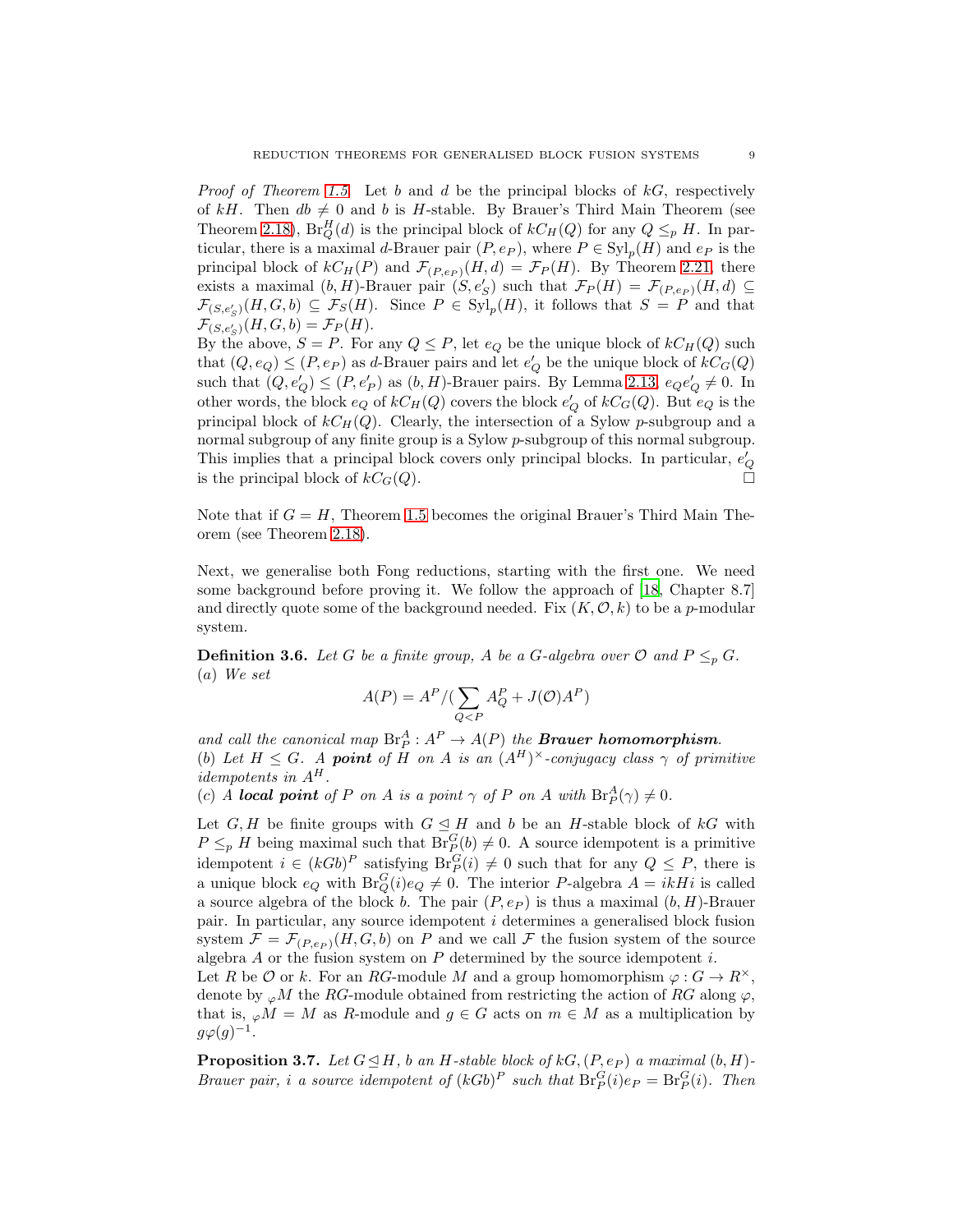*Proof of Theorem 1.5.* Let $b$ and $d$ be the principal blocks of $kG$, respectively of $kH$. Then $db \neq 0$ and $b$ is $H$-stable. By Brauer's Third Main Theorem (see Theorem 2.18), $\mathrm{Br}_Q^H(d)$ is the principal block of $kC_H(Q)$ for any $Q \leq_p H$. In particular, there is a maximal $d$-Brauer pair $(P, e_P)$, where $P \in \mathrm{Syl}_p(H)$ and $e_P$ is the principal block of $kC_H(P)$ and $\mathcal{F}_{(P,e_P)}(H,d) = \mathcal{F}_P(H)$. By Theorem 2.21, there exists a maximal $(b,H)$-Brauer pair $(S, e'_S)$ such that $\mathcal{F}_P(H) = \mathcal{F}_{(P,e_P)}(H,d) \subseteq \mathcal{F}_{(S,e'_S)}(H,G,b) \subseteq \mathcal{F}_S(H)$. Since $P \in \mathrm{Syl}_p(H)$, it follows that $S = P$ and that $\mathcal{F}_{(S,e'_S)}(H,G,b) = \mathcal{F}_P(H)$.
By the above, $S = P$. For any $Q \leq P$, let $e_Q$ be the unique block of $kC_H(Q)$ such that $(Q, e_Q) \leq (P, e_P)$ as $d$-Brauer pairs and let $e'_Q$ be the unique block of $kC_G(Q)$ such that $(Q, e'_Q) \leq (P, e'_P)$ as $(b,H)$-Brauer pairs. By Lemma 2.13, $e_Q e'_Q \neq 0$. In other words, the block $e_Q$ of $kC_H(Q)$ covers the block $e'_Q$ of $kC_G(Q)$. But $e_Q$ is the principal block of $kC_H(Q)$. Clearly, the intersection of a Sylow $p$-subgroup and a normal subgroup of any finite group is a Sylow $p$-subgroup of this normal subgroup. This implies that a principal block covers only principal blocks. In particular, $e'_Q$ is the principal block of $kC_G(Q)$. □

Note that if $G = H$, Theorem 1.5 becomes the original Brauer's Third Main Theorem (see Theorem 2.18).

Next, we generalise both Fong reductions, starting with the first one. We need some background before proving it. We follow the approach of [18, Chapter 8.7] and directly quote some of the background needed. Fix $(K, \mathcal{O}, k)$ to be a $p$-modular system.

**Definition 3.6.** *Let $G$ be a finite group, $A$ be a $G$-algebra over $\mathcal{O}$ and $P \leq_p G$.*
*(a) We set*

$$A(P) = A^P / (\sum_{Q<P} A_Q^P + J(\mathcal{O})A^P)$$

*and call the canonical map $\mathrm{Br}_P^A : A^P \to A(P)$ the **Brauer homomorphism**.*
*(b) Let $H \leq G$. A **point** of $H$ on $A$ is an $(A^H)^\times$-conjugacy class $\gamma$ of primitive idempotents in $A^H$.*
*(c) A **local point** of $P$ on $A$ is a point $\gamma$ of $P$ on $A$ with $\mathrm{Br}_P^A(\gamma) \neq 0$.*

Let $G, H$ be finite groups with $G \trianglelefteq H$ and $b$ be an $H$-stable block of $kG$ with $P \leq_p H$ being maximal such that $\mathrm{Br}_P^G(b) \neq 0$. A source idempotent is a primitive idempotent $i \in (kGb)^P$ satisfying $\mathrm{Br}_P^G(i) \neq 0$ such that for any $Q \leq P$, there is a unique block $e_Q$ with $\mathrm{Br}_Q^G(i) e_Q \neq 0$. The interior $P$-algebra $A = ikHi$ is called a source algebra of the block $b$. The pair $(P, e_P)$ is thus a maximal $(b,H)$-Brauer pair. In particular, any source idempotent $i$ determines a generalised block fusion system $\mathcal{F} = \mathcal{F}_{(P,e_P)}(H,G,b)$ on $P$ and we call $\mathcal{F}$ the fusion system of the source algebra $A$ or the fusion system on $P$ determined by the source idempotent $i$.
Let $R$ be $\mathcal{O}$ or $k$. For an $RG$-module $M$ and a group homomorphism $\varphi : G \to R^\times$, denote by ${}_\varphi M$ the $RG$-module obtained from restricting the action of $RG$ along $\varphi$, that is, ${}_\varphi M = M$ as $R$-module and $g \in G$ acts on $m \in M$ as a multiplication by $g\varphi(g)^{-1}$.

**Proposition 3.7.** *Let $G \trianglelefteq H$, $b$ an $H$-stable block of $kG$, $(P, e_P)$ a maximal $(b,H)$-Brauer pair, $i$ a source idempotent of $(kGb)^P$ such that $\mathrm{Br}_P^G(i)e_P = \mathrm{Br}_P^G(i)$. Then*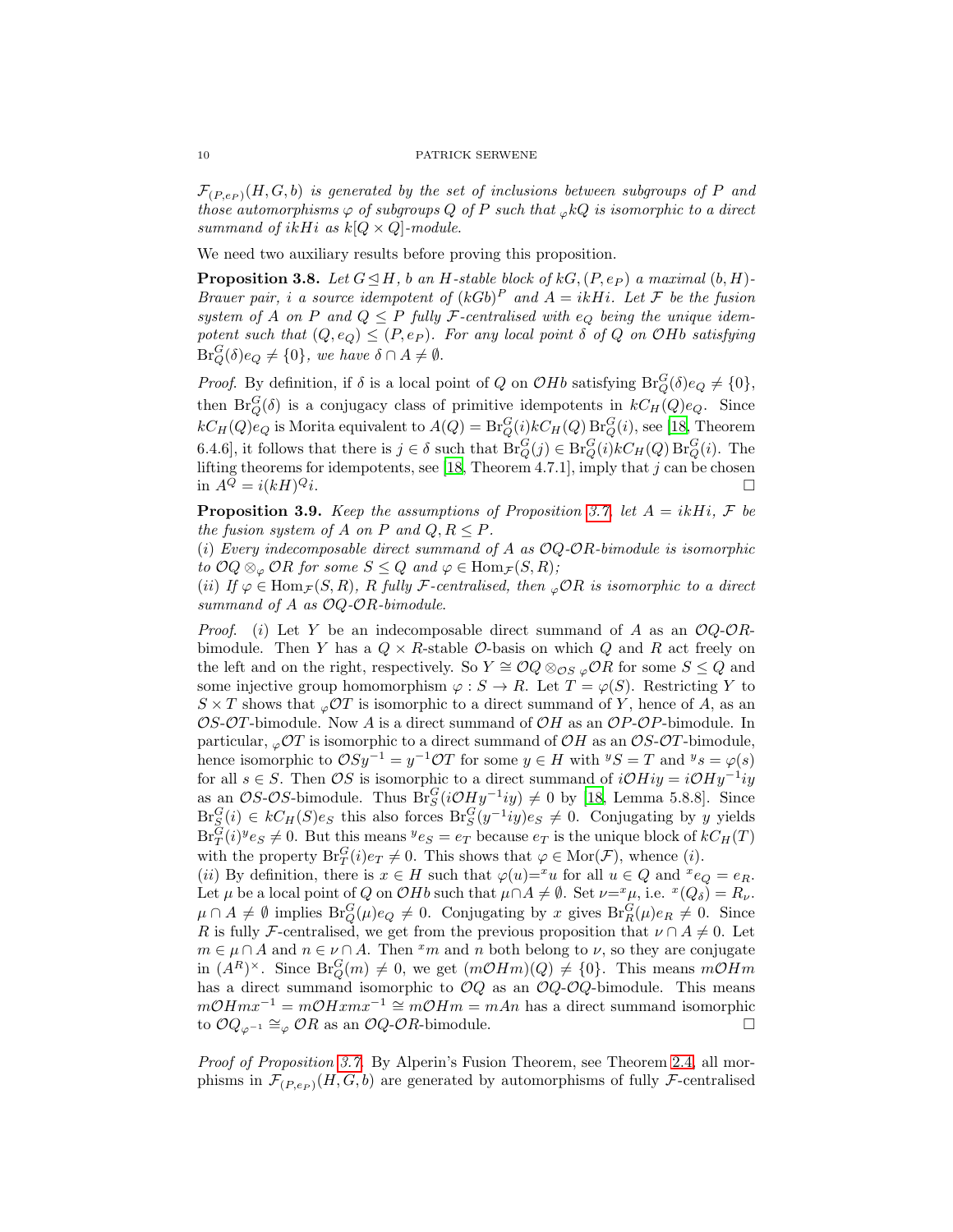*$\mathcal{F}_{(P,e_P)}(H,G,b)$ is generated by the set of inclusions between subgroups of $P$ and those automorphisms $\varphi$ of subgroups $Q$ of $P$ such that ${}_\varphi kQ$ is isomorphic to a direct summand of $ikHi$ as $k[Q\times Q]$-module.*

We need two auxiliary results before proving this proposition.

**Proposition 3.8.** *Let $G\trianglelefteq H$, $b$ an $H$-stable block of $kG$, $(P,e_P)$ a maximal $(b,H)$-Brauer pair, $i$ a source idempotent of $(kGb)^P$ and $A=ikHi$. Let $\mathcal{F}$ be the fusion system of $A$ on $P$ and $Q\leq P$ fully $\mathcal{F}$-centralised with $e_Q$ being the unique idempotent such that $(Q,e_Q)\leq (P,e_P)$. For any local point $\delta$ of $Q$ on $\mathcal{O}Hb$ satisfying $\mathrm{Br}^G_Q(\delta)e_Q\neq\{0\}$, we have $\delta\cap A\neq\emptyset$.*

*Proof.* By definition, if $\delta$ is a local point of $Q$ on $\mathcal{O}Hb$ satisfying $\mathrm{Br}^G_Q(\delta)e_Q\neq\{0\}$, then $\mathrm{Br}^G_Q(\delta)$ is a conjugacy class of primitive idempotents in $kC_H(Q)e_Q$. Since $kC_H(Q)e_Q$ is Morita equivalent to $A(Q)=\mathrm{Br}^G_Q(i)kC_H(Q)\,\mathrm{Br}^G_Q(i)$, see [18, Theorem 6.4.6], it follows that there is $j\in\delta$ such that $\mathrm{Br}^G_Q(j)\in\mathrm{Br}^G_Q(i)kC_H(Q)\,\mathrm{Br}^G_Q(i)$. The lifting theorems for idempotents, see [18, Theorem 4.7.1], imply that $j$ can be chosen in $A^Q=i(kH)^Qi$. $\square$

**Proposition 3.9.** *Keep the assumptions of Proposition 3.7, let $A=ikHi$, $\mathcal{F}$ be the fusion system of $A$ on $P$ and $Q,R\leq P$.*
*(i) Every indecomposable direct summand of $A$ as $\mathcal{O}Q$-$\mathcal{O}R$-bimodule is isomorphic to $\mathcal{O}Q\otimes_\varphi\mathcal{O}R$ for some $S\leq Q$ and $\varphi\in\mathrm{Hom}_\mathcal{F}(S,R)$;*
*(ii) If $\varphi\in\mathrm{Hom}_\mathcal{F}(S,R)$, $R$ fully $\mathcal{F}$-centralised, then ${}_\varphi\mathcal{O}R$ is isomorphic to a direct summand of $A$ as $\mathcal{O}Q$-$\mathcal{O}R$-bimodule.*

*Proof.* $(i)$ Let $Y$ be an indecomposable direct summand of $A$ as an $\mathcal{O}Q$-$\mathcal{O}R$-bimodule. Then $Y$ has a $Q\times R$-stable $\mathcal{O}$-basis on which $Q$ and $R$ act freely on the left and on the right, respectively. So $Y\cong\mathcal{O}Q\otimes_{\mathcal{O}S}{}_\varphi\mathcal{O}R$ for some $S\leq Q$ and some injective group homomorphism $\varphi:S\to R$. Let $T=\varphi(S)$. Restricting $Y$ to $S\times T$ shows that ${}_\varphi\mathcal{O}T$ is isomorphic to a direct summand of $Y$, hence of $A$, as an $\mathcal{O}S$-$\mathcal{O}T$-bimodule. Now $A$ is a direct summand of $\mathcal{O}H$ as an $\mathcal{O}P$-$\mathcal{O}P$-bimodule. In particular, ${}_\varphi\mathcal{O}T$ is isomorphic to a direct summand of $\mathcal{O}H$ as an $\mathcal{O}S$-$\mathcal{O}T$-bimodule, hence isomorphic to $\mathcal{O}Sy^{-1}=y^{-1}\mathcal{O}T$ for some $y\in H$ with ${}^yS=T$ and ${}^ys=\varphi(s)$ for all $s\in S$. Then $\mathcal{O}S$ is isomorphic to a direct summand of $i\mathcal{O}Hiy=i\mathcal{O}Hy^{-1}iy$ as an $\mathcal{O}S$-$\mathcal{O}S$-bimodule. Thus $\mathrm{Br}^G_S(i\mathcal{O}Hy^{-1}iy)\neq 0$ by [18, Lemma 5.8.8]. Since $\mathrm{Br}^G_S(i)\in kC_H(S)e_S$ this also forces $\mathrm{Br}^G_S(y^{-1}iy)e_S\neq 0$. Conjugating by $y$ yields $\mathrm{Br}^G_T(i){}^ye_S\neq 0$. But this means ${}^ye_S=e_T$ because $e_T$ is the unique block of $kC_H(T)$ with the property $\mathrm{Br}^G_T(i)e_T\neq 0$. This shows that $\varphi\in\mathrm{Mor}(\mathcal{F})$, whence $(i)$.
$(ii)$ By definition, there is $x\in H$ such that $\varphi(u)={}^xu$ for all $u\in Q$ and ${}^xe_Q=e_R$. Let $\mu$ be a local point of $Q$ on $\mathcal{O}Hb$ such that $\mu\cap A\neq\emptyset$. Set $\nu={}^x\mu$, i.e. ${}^x(Q_\delta)=R_\nu$. $\mu\cap A\neq\emptyset$ implies $\mathrm{Br}^G_Q(\mu)e_Q\neq 0$. Conjugating by $x$ gives $\mathrm{Br}^G_R(\mu)e_R\neq 0$. Since $R$ is fully $\mathcal{F}$-centralised, we get from the previous proposition that $\nu\cap A\neq 0$. Let $m\in\mu\cap A$ and $n\in\nu\cap A$. Then ${}^xm$ and $n$ both belong to $\nu$, so they are conjugate in $(A^R)^\times$. Since $\mathrm{Br}^G_Q(m)\neq 0$, we get $(m\mathcal{O}Hm)(Q)\neq\{0\}$. This means $m\mathcal{O}Hm$ has a direct summand isomorphic to $\mathcal{O}Q$ as an $\mathcal{O}Q$-$\mathcal{O}Q$-bimodule. This means $m\mathcal{O}Hmx^{-1}=m\mathcal{O}Hxmx^{-1}\cong m\mathcal{O}Hm=mAn$ has a direct summand isomorphic to $\mathcal{O}Q_{\varphi^{-1}}\cong_\varphi\mathcal{O}R$ as an $\mathcal{O}Q$-$\mathcal{O}R$-bimodule. $\square$

*Proof of Proposition 3.7.* By Alperin's Fusion Theorem, see Theorem 2.4, all morphisms in $\mathcal{F}_{(P,e_P)}(H,G,b)$ are generated by automorphisms of fully $\mathcal{F}$-centralised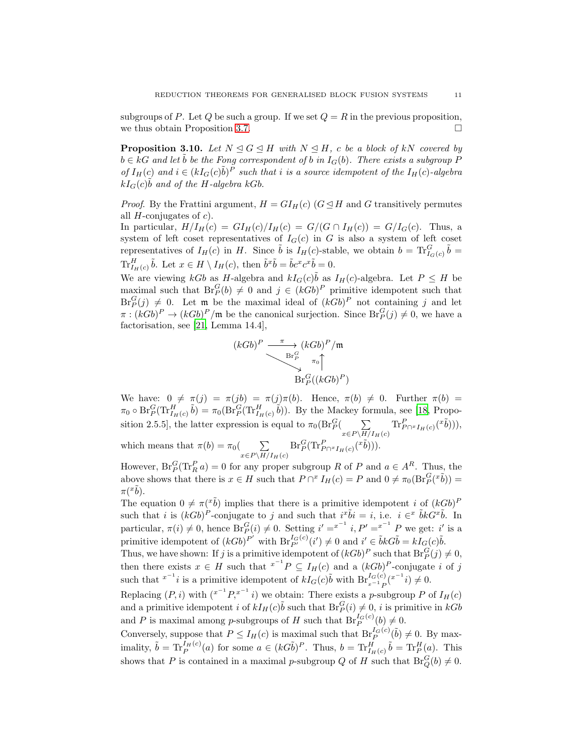subgroups of $P$. Let $Q$ be such a group. If we set $Q = R$ in the previous proposition, we thus obtain Proposition 3.7. $\square$

**Proposition 3.10.** *Let $N \trianglelefteq G \trianglelefteq H$ with $N \trianglelefteq H$, $c$ be a block of $kN$ covered by $b \in kG$ and let $\tilde{b}$ be the Fong correspondent of $b$ in $I_G(b)$. There exists a subgroup $P$ of $I_H(c)$ and $i \in (kI_G(c)\tilde{b})^P$ such that $i$ is a source idempotent of the $I_H(c)$-algebra $kI_G(c)\tilde{b}$ and of the $H$-algebra $kGb$.*

*Proof.* By the Frattini argument, $H = GI_H(c)$ ($G \trianglelefteq H$ and $G$ transitively permutes all $H$-conjugates of $c$).
In particular, $H/I_H(c) = GI_H(c)/I_H(c) = G/(G \cap I_H(c)) = G/I_G(c)$. Thus, a system of left coset representatives of $I_G(c)$ in $G$ is also a system of left coset representatives of $I_H(c)$ in $H$. Since $\tilde{b}$ is $I_H(c)$-stable, we obtain $b = \mathrm{Tr}_{I_G(c)}^G \tilde{b} = \mathrm{Tr}_{I_H(c)}^H \tilde{b}$. Let $x \in H \setminus I_H(c)$, then $\tilde{b}^x\tilde{b} = \tilde{b}c^xc^x\tilde{b} = 0$.
We are viewing $kGb$ as $H$-algebra and $kI_G(c)\tilde{b}$ as $I_H(c)$-algebra. Let $P \leq H$ be maximal such that $\mathrm{Br}_P^G(b) \neq 0$ and $j \in (kGb)^P$ primitive idempotent such that $\mathrm{Br}_P^G(j) \neq 0$. Let $\mathfrak{m}$ be the maximal ideal of $(kGb)^P$ not containing $j$ and let $\pi : (kGb)^P \to (kGb)^P/\mathfrak{m}$ be the canonical surjection. Since $\mathrm{Br}_P^G(j) \neq 0$, we have a factorisation, see [21, Lemma 14.4],

$$\begin{array}{ccc} (kGb)^P & \xrightarrow{\pi} & (kGb)^P/\mathfrak{m} \\ & \underset{\mathrm{Br}_P^G}{\searrow} & \uparrow \pi_0 \\ & & \mathrm{Br}_P^G((kGb)^P) \end{array}$$

We have: $0 \neq \pi(j) = \pi(jb) = \pi(j)\pi(b)$. Hence, $\pi(b) \neq 0$. Further $\pi(b) = \pi_0 \circ \mathrm{Br}_P^G(\mathrm{Tr}_{I_H(c)}^H \tilde{b}) = \pi_0(\mathrm{Br}_P^G(\mathrm{Tr}_{I_H(c)}^H \tilde{b}))$. By the Mackey formula, see [18, Proposition 2.5.5], the latter expression is equal to $\pi_0(\mathrm{Br}_P^G(\sum_{x \in P\setminus H/I_H(c)} \mathrm{Tr}_{P\cap^x I_H(c)}^P({}^x\tilde{b})))$, which means that $\pi(b) = \pi_0(\sum_{x \in P\setminus H/I_H(c)} \mathrm{Br}_P^G(\mathrm{Tr}_{P\cap^x I_H(c)}^P({}^x\tilde{b})))$.
However, $\mathrm{Br}_P^G(\mathrm{Tr}_R^P a) = 0$ for any proper subgroup $R$ of $P$ and $a \in A^R$. Thus, the above shows that there is $x \in H$ such that $P \cap^x I_H(c) = P$ and $0 \neq \pi_0(\mathrm{Br}_P^G({}^x\tilde{b})) = \pi({}^x\tilde{b})$.
The equation $0 \neq \pi({}^x\tilde{b})$ implies that there is a primitive idempotent $i$ of $(kGb)^P$ such that $i$ is $(kGb)^P$-conjugate to $j$ and such that $i^x\tilde{b}i = i$, i.e. $i \in {}^x\tilde{b}kG^x\tilde{b}$. In particular, $\pi(i) \neq 0$, hence $\mathrm{Br}_P^G(i) \neq 0$. Setting $i' = {}^{x^{-1}}i, P' = {}^{x^{-1}}P$ we get: $i'$ is a primitive idempotent of $(kGb)^{P'}$ with $\mathrm{Br}_{P'}^{I_G(c)}(i') \neq 0$ and $i' \in \tilde{b}kG\tilde{b} = kI_G(c)\tilde{b}$.
Thus, we have shown: If $j$ is a primitive idempotent of $(kGb)^P$ such that $\mathrm{Br}_P^G(j) \neq 0$, then there exists $x \in H$ such that ${}^{x^{-1}}P \subseteq I_H(c)$ and a $(kGb)^P$-conjugate $i$ of $j$ such that ${}^{x^{-1}}i$ is a primitive idempotent of $kI_G(c)\tilde{b}$ with $\mathrm{Br}_{{}^{x^{-1}}P}^{I_G(c)}({}^{x^{-1}}i) \neq 0$.
Replacing $(P, i)$ with $({}^{x^{-1}}P, {}^{x^{-1}}i)$ we obtain: There exists a $p$-subgroup $P$ of $I_H(c)$ and a primitive idempotent $i$ of $kI_H(c)\tilde{b}$ such that $\mathrm{Br}_P^G(i) \neq 0$, $i$ is primitive in $kGb$ and $P$ is maximal among $p$-subgroups of $H$ such that $\mathrm{Br}_P^{I_G(c)}(b) \neq 0$.
Conversely, suppose that $P \leq I_H(c)$ is maximal such that $\mathrm{Br}_P^{I_G(c)}(\tilde{b}) \neq 0$. By maximality, $\tilde{b} = \mathrm{Tr}_P^{I_H(c)}(a)$ for some $a \in (kG\tilde{b})^P$. Thus, $b = \mathrm{Tr}_{I_H(c)}^H \tilde{b} = \mathrm{Tr}_P^H(a)$. This shows that $P$ is contained in a maximal $p$-subgroup $Q$ of $H$ such that $\mathrm{Br}_Q^G(b) \neq 0$.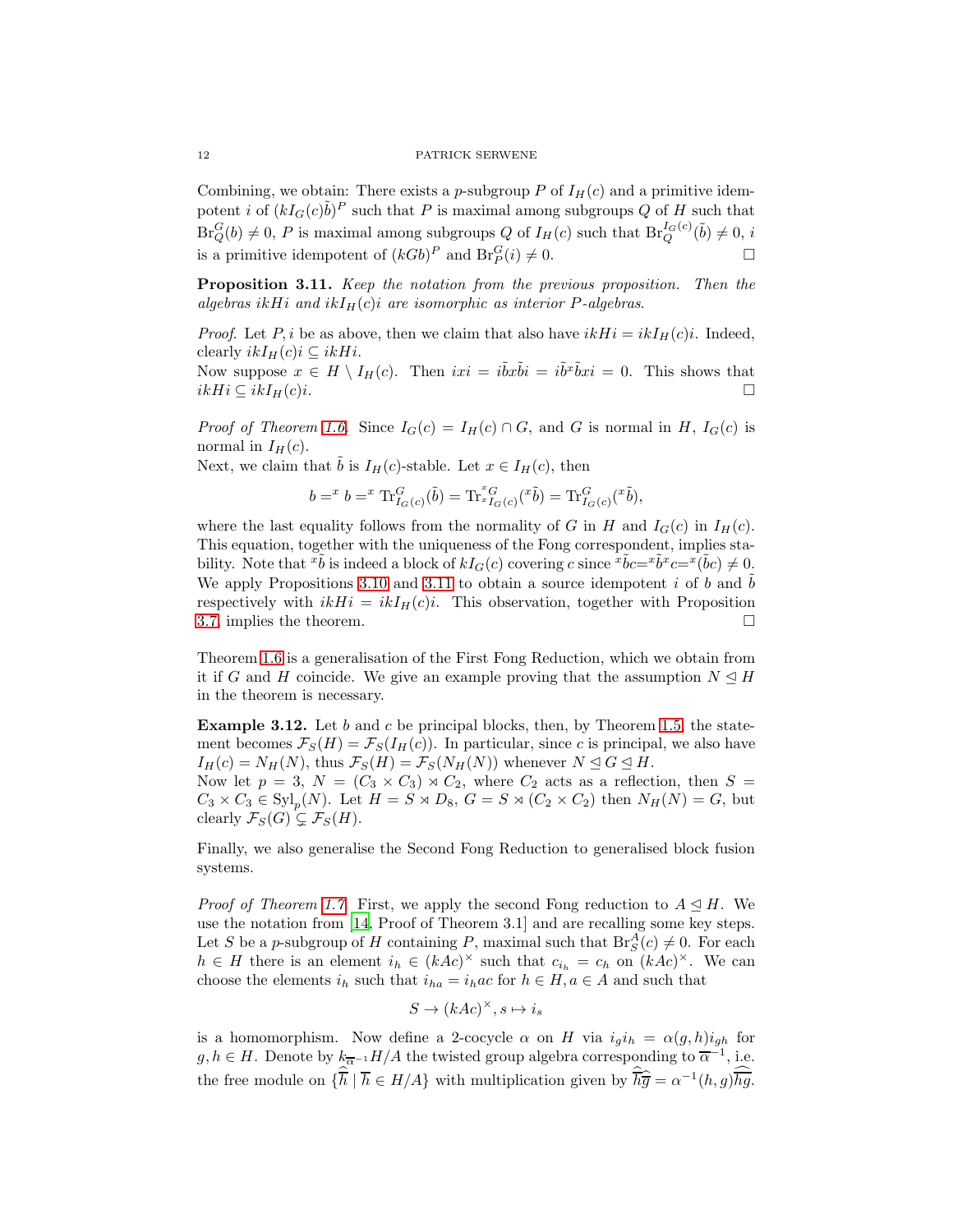Combining, we obtain: There exists a $p$-subgroup $P$ of $I_H(c)$ and a primitive idempotent $i$ of $(kI_G(c)\tilde{b})^P$ such that $P$ is maximal among subgroups $Q$ of $H$ such that $\mathrm{Br}_Q^G(b) \neq 0$, $P$ is maximal among subgroups $Q$ of $I_H(c)$ such that $\mathrm{Br}_Q^{I_G(c)}(\tilde{b}) \neq 0$, $i$ is a primitive idempotent of $(kGb)^P$ and $\mathrm{Br}_P^G(i) \neq 0$. $\square$

**Proposition 3.11.** *Keep the notation from the previous proposition. Then the algebras $ikHi$ and $ikI_H(c)i$ are isomorphic as interior $P$-algebras.*

*Proof.* Let $P, i$ be as above, then we claim that also have $ikHi = ikI_H(c)i$. Indeed, clearly $ikI_H(c)i \subseteq ikHi$.
Now suppose $x \in H \setminus I_H(c)$. Then $ixi = i\tilde{b}x\tilde{b}i = i\tilde{b}{}^x\tilde{b}xi = 0$. This shows that $ikHi \subseteq ikI_H(c)i$. $\square$

*Proof of Theorem 1.6.* Since $I_G(c) = I_H(c) \cap G$, and $G$ is normal in $H$, $I_G(c)$ is normal in $I_H(c)$.
Next, we claim that $\tilde{b}$ is $I_H(c)$-stable. Let $x \in I_H(c)$, then

$$b ={}^x b ={}^x \mathrm{Tr}_{I_G(c)}^G(\tilde{b}) = \mathrm{Tr}_{{}^x I_G(c)}^{{}^x G}({}^x\tilde{b}) = \mathrm{Tr}_{I_G(c)}^G({}^x\tilde{b}),$$

where the last equality follows from the normality of $G$ in $H$ and $I_G(c)$ in $I_H(c)$. This equation, together with the uniqueness of the Fong correspondent, implies stability. Note that ${}^x\tilde{b}$ is indeed a block of $kI_G(c)$ covering $c$ since ${}^x\tilde{b}c={}^x\tilde{b}{}^xc={}^x(\tilde{b}c) \neq 0$.
We apply Propositions 3.10 and 3.11 to obtain a source idempotent $i$ of $b$ and $\tilde{b}$ respectively with $ikHi = ikI_H(c)i$. This observation, together with Proposition 3.7, implies the theorem. $\square$

Theorem 1.6 is a generalisation of the First Fong Reduction, which we obtain from it if $G$ and $H$ coincide. We give an example proving that the assumption $N \trianglelefteq H$ in the theorem is necessary.

**Example 3.12.** Let $b$ and $c$ be principal blocks, then, by Theorem 1.5, the statement becomes $\mathcal{F}_S(H) = \mathcal{F}_S(I_H(c))$. In particular, since $c$ is principal, we also have $I_H(c) = N_H(N)$, thus $\mathcal{F}_S(H) = \mathcal{F}_S(N_H(N))$ whenever $N \trianglelefteq G \trianglelefteq H$.
Now let $p = 3$, $N = (C_3 \times C_3) \rtimes C_2$, where $C_2$ acts as a reflection, then $S = C_3 \times C_3 \in \mathrm{Syl}_p(N)$. Let $H = S \rtimes D_8$, $G = S \rtimes (C_2 \times C_2)$ then $N_H(N) = G$, but clearly $\mathcal{F}_S(G) \subsetneq \mathcal{F}_S(H)$.

Finally, we also generalise the Second Fong Reduction to generalised block fusion systems.

*Proof of Theorem 1.7.* First, we apply the second Fong reduction to $A \trianglelefteq H$. We use the notation from [14, Proof of Theorem 3.1] and are recalling some key steps. Let $S$ be a $p$-subgroup of $H$ containing $P$, maximal such that $\mathrm{Br}_S^A(c) \neq 0$. For each $h \in H$ there is an element $i_h \in (kAc)^\times$ such that $c_{i_h} = c_h$ on $(kAc)^\times$. We can choose the elements $i_h$ such that $i_{ha} = i_h ac$ for $h \in H, a \in A$ and such that

$$S \to (kAc)^\times, s \mapsto i_s$$

is a homomorphism. Now define a 2-cocycle $\alpha$ on $H$ via $i_g i_h = \alpha(g,h) i_{gh}$ for $g, h \in H$. Denote by $k_{\overline{\alpha}^{-1}}H/A$ the twisted group algebra corresponding to $\overline{\alpha}^{-1}$, i.e. the free module on $\{\widehat{\overline{h}} \mid \overline{h} \in H/A\}$ with multiplication given by $\widehat{\overline{h}}\widehat{\overline{g}} = \alpha^{-1}(h,g)\widehat{\overline{hg}}$.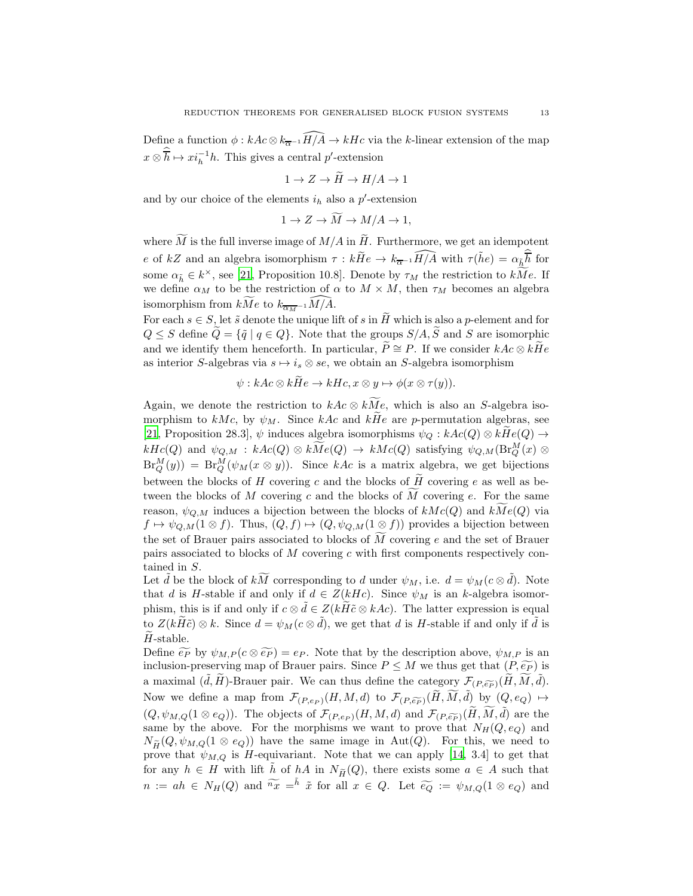Define a function $\phi : kAc \otimes k_{\overline{\alpha}^{-1}}\widehat{H/A} \to kHc$ via the $k$-linear extension of the map $x \otimes \widehat{\overline{h}} \mapsto x i_h^{-1} h$. This gives a central $p'$-extension

$$1 \to Z \to \widetilde{H} \to H/A \to 1$$

and by our choice of the elements $i_h$ also a $p'$-extension

$$1 \to Z \to \widetilde{M} \to M/A \to 1,$$

where $\widetilde{M}$ is the full inverse image of $M/A$ in $\widetilde{H}$. Furthermore, we get an idempotent $e$ of $kZ$ and an algebra isomorphism $\tau : k\widetilde{H}e \to k_{\overline{\alpha}^{-1}}\widehat{H/A}$ with $\tau(\tilde{h}e) = \alpha_{\tilde{h}}\widehat{\overline{h}}$ for some $\alpha_{\tilde{h}} \in k^\times$, see [21, Proposition 10.8]. Denote by $\tau_M$ the restriction to $k\widetilde{M}e$. If we define $\alpha_M$ to be the restriction of $\alpha$ to $M \times M$, then $\tau_M$ becomes an algebra isomorphism from $k\widetilde{M}e$ to $k_{\overline{\alpha_M}^{-1}}\widehat{M/A}$.

For each $s \in S$, let $\tilde{s}$ denote the unique lift of $s$ in $\widetilde{H}$ which is also a $p$-element and for $Q \leq S$ define $\widetilde{Q} = \{\tilde{q} \mid q \in Q\}$. Note that the groups $S/A, \widetilde{S}$ and $S$ are isomorphic and we identify them henceforth. In particular, $\widetilde{P} \cong P$. If we consider $kAc \otimes k\widetilde{H}e$ as interior $S$-algebras via $s \mapsto i_s \otimes se$, we obtain an $S$-algebra isomorphism

$$\psi : kAc \otimes k\widetilde{H}e \to kHc, x \otimes y \mapsto \phi(x \otimes \tau(y)).$$

Again, we denote the restriction to $kAc \otimes k\widetilde{M}e$, which is also an $S$-algebra isomorphism to $kMc$, by $\psi_M$. Since $kAc$ and $k\widetilde{H}e$ are $p$-permutation algebras, see [21, Proposition 28.3], $\psi$ induces algebra isomorphisms $\psi_Q : kAc(Q) \otimes k\widetilde{H}e(Q) \to kHc(Q)$ and $\psi_{Q,M} : kAc(Q) \otimes k\widetilde{M}e(Q) \to kMc(Q)$ satisfying $\psi_{Q,M}(\mathrm{Br}_Q^M(x) \otimes \mathrm{Br}_Q^M(y)) = \mathrm{Br}_Q^M(\psi_M(x \otimes y))$. Since $kAc$ is a matrix algebra, we get bijections between the blocks of $H$ covering $c$ and the blocks of $\widetilde{H}$ covering $e$ as well as between the blocks of $M$ covering $c$ and the blocks of $\widetilde{M}$ covering $e$. For the same reason, $\psi_{Q,M}$ induces a bijection between the blocks of $kMc(Q)$ and $k\widetilde{M}e(Q)$ via $f \mapsto \psi_{Q,M}(1 \otimes f)$. Thus, $(Q, f) \mapsto (Q, \psi_{Q,M}(1 \otimes f))$ provides a bijection between the set of Brauer pairs associated to blocks of $\widetilde{M}$ covering $e$ and the set of Brauer pairs associated to blocks of $M$ covering $c$ with first components respectively contained in $S$.

Let $\tilde{d}$ be the block of $k\widetilde{M}$ corresponding to $d$ under $\psi_M$, i.e. $d = \psi_M(c \otimes \tilde{d})$. Note that $d$ is $H$-stable if and only if $d \in Z(kHc)$. Since $\psi_M$ is an $k$-algebra isomorphism, this is if and only if $c \otimes \tilde{d} \in Z(k\widetilde{H}\tilde{c} \otimes kAc)$. The latter expression is equal to $Z(k\widetilde{H}\tilde{c}) \otimes k$. Since $d = \psi_M(c \otimes \tilde{d})$, we get that $d$ is $H$-stable if and only if $\tilde{d}$ is $\widetilde{H}$-stable.

Define $\widetilde{e_P}$ by $\psi_{M,P}(c \otimes \widetilde{e_P}) = e_P$. Note that by the description above, $\psi_{M,P}$ is an inclusion-preserving map of Brauer pairs. Since $P \leq M$ we thus get that $(P, \widetilde{e_P})$ is a maximal $(\tilde{d}, \widetilde{H})$-Brauer pair. We can thus define the category $\mathcal{F}_{(P,\widetilde{e_P})}(\widetilde{H}, \widetilde{M}, \tilde{d})$. Now we define a map from $\mathcal{F}_{(P,e_P)}(H, M, d)$ to $\mathcal{F}_{(P,\widetilde{e_P})}(\widetilde{H}, \widetilde{M}, \tilde{d})$ by $(Q, e_Q) \mapsto (Q, \psi_{M,Q}(1 \otimes e_Q))$. The objects of $\mathcal{F}_{(P,e_P)}(H, M, d)$ and $\mathcal{F}_{(P,\widetilde{e_P})}(\widetilde{H}, \widetilde{M}, \tilde{d})$ are the same by the above. For the morphisms we want to prove that $N_H(Q, e_Q)$ and $N_{\widetilde{H}}(Q, \psi_{M,Q}(1 \otimes e_Q))$ have the same image in $\mathrm{Aut}(Q)$. For this, we need to prove that $\psi_{M,Q}$ is $H$-equivariant. Note that we can apply [14, 3.4] to get that for any $h \in H$ with lift $\tilde{h}$ of $hA$ in $N_{\widetilde{H}}(Q)$, there exists some $a \in A$ such that $n := ah \in N_H(Q)$ and $\widetilde{{}^n x} = {}^{\tilde{h}}\, \tilde{x}$ for all $x \in Q$. Let $\widetilde{e_Q} := \psi_{M,Q}(1 \otimes e_Q)$ and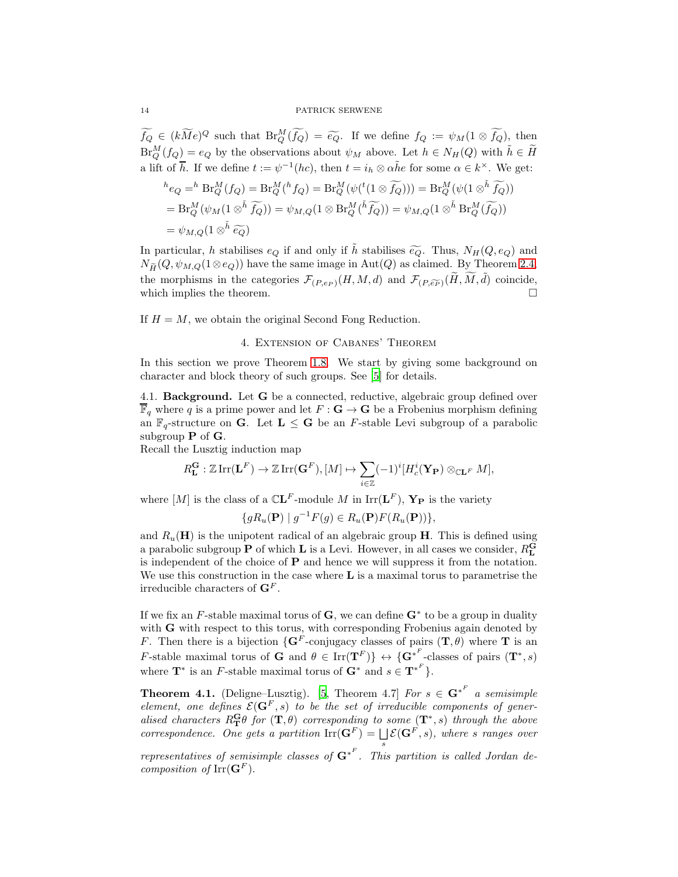$\widetilde{f_Q} \in (k\widetilde{M}e)^Q$ such that $\mathrm{Br}_Q^M(\widetilde{f_Q}) = \widetilde{e_Q}$. If we define $f_Q := \psi_M(1 \otimes \widetilde{f_Q})$, then $\mathrm{Br}_Q^M(f_Q) = e_Q$ by the observations about $\psi_M$ above. Let $h \in N_H(Q)$ with $\tilde{h} \in \widetilde{H}$ a lift of $\overline{h}$. If we define $t := \psi^{-1}(hc)$, then $t = i_h \otimes \alpha\tilde{h}e$ for some $\alpha \in k^\times$. We get:

$$
\begin{aligned}
{}^h e_Q &= {}^h \mathrm{Br}_Q^M(f_Q) = \mathrm{Br}_Q^M({}^h f_Q) = \mathrm{Br}_Q^M(\psi({}^t(1 \otimes \widetilde{f_Q}))) = \mathrm{Br}_Q^M(\psi(1 \otimes^{\tilde{h}} \widetilde{f_Q})) \\
&= \mathrm{Br}_Q^M(\psi_M(1 \otimes^{\tilde{h}} \widetilde{f_Q})) = \psi_{M,Q}(1 \otimes \mathrm{Br}_Q^M({}^{\tilde{h}}\widetilde{f_Q})) = \psi_{M,Q}(1 \otimes^{\tilde{h}} \mathrm{Br}_Q^M(\widetilde{f_Q})) \\
&= \psi_{M,Q}(1 \otimes^{\tilde{h}} \widetilde{e_Q})
\end{aligned}
$$

In particular, $h$ stabilises $e_Q$ if and only if $\tilde{h}$ stabilises $\widetilde{e_Q}$. Thus, $N_H(Q, e_Q)$ and $N_{\widetilde{H}}(Q, \psi_{M,Q}(1 \otimes e_Q))$ have the same image in $\mathrm{Aut}(Q)$ as claimed. By Theorem 2.4, the morphisms in the categories $\mathcal{F}_{(P,e_P)}(H, M, d)$ and $\mathcal{F}_{(P,\widetilde{e_P})}(\widetilde{H}, \widetilde{M}, \tilde{d})$ coincide, which implies the theorem. $\square$

If $H = M$, we obtain the original Second Fong Reduction.

## 4. Extension of Cabanes' Theorem

In this section we prove Theorem 1.8. We start by giving some background on character and block theory of such groups. See [5] for details.

**4.1. Background.** Let $\mathbf{G}$ be a connected, reductive, algebraic group defined over $\overline{\mathbb{F}}_q$ where $q$ is a prime power and let $F : \mathbf{G} \to \mathbf{G}$ be a Frobenius morphism defining an $\mathbb{F}_q$-structure on $\mathbf{G}$. Let $\mathbf{L} \leq \mathbf{G}$ be an $F$-stable Levi subgroup of a parabolic subgroup $\mathbf{P}$ of $\mathbf{G}$.
Recall the Lusztig induction map

$$R_{\mathbf{L}}^{\mathbf{G}} : \mathbb{Z}\,\mathrm{Irr}(\mathbf{L}^F) \to \mathbb{Z}\,\mathrm{Irr}(\mathbf{G}^F), [M] \mapsto \sum_{i \in \mathbb{Z}} (-1)^i [H_c^i(\mathbf{Y_P}) \otimes_{\mathbb{C}\mathbf{L}^F} M],$$

where $[M]$ is the class of a $\mathbb{C}\mathbf{L}^F$-module $M$ in $\mathrm{Irr}(\mathbf{L}^F)$, $\mathbf{Y_P}$ is the variety

$$\{gR_u(\mathbf{P}) \mid g^{-1}F(g) \in R_u(\mathbf{P})F(R_u(\mathbf{P}))\},$$

and $R_u(\mathbf{H})$ is the unipotent radical of an algebraic group $\mathbf{H}$. This is defined using a parabolic subgroup $\mathbf{P}$ of which $\mathbf{L}$ is a Levi. However, in all cases we consider, $R_{\mathbf{L}}^{\mathbf{G}}$ is independent of the choice of $\mathbf{P}$ and hence we will suppress it from the notation. We use this construction in the case where $\mathbf{L}$ is a maximal torus to parametrise the irreducible characters of $\mathbf{G}^F$.

If we fix an $F$-stable maximal torus of $\mathbf{G}$, we can define $\mathbf{G}^*$ to be a group in duality with $\mathbf{G}$ with respect to this torus, with corresponding Frobenius again denoted by $F$. Then there is a bijection $\{\mathbf{G}^F\text{-conjugacy classes of pairs } (\mathbf{T}, \theta) \text{ where } \mathbf{T} \text{ is an } F\text{-stable maximal torus of } \mathbf{G} \text{ and } \theta \in \mathrm{Irr}(\mathbf{T}^F)\} \leftrightarrow \{{\mathbf{G}^*}^F\text{-classes of pairs } (\mathbf{T}^*, s) \text{ where } \mathbf{T}^* \text{ is an } F\text{-stable maximal torus of } \mathbf{G}^* \text{ and } s \in {\mathbf{T}^*}^F\}$.

**Theorem 4.1.** (Deligne–Lusztig). [5, Theorem 4.7] *For $s \in {\mathbf{G}^*}^F$ a semisimple element, one defines $\mathcal{E}(\mathbf{G}^F, s)$ to be the set of irreducible components of generalised characters $R_{\mathbf{T}}^{\mathbf{G}}\theta$ for $(\mathbf{T}, \theta)$ corresponding to some $(\mathbf{T}^*, s)$ through the above correspondence. One gets a partition $\mathrm{Irr}(\mathbf{G}^F) = \bigsqcup_s \mathcal{E}(\mathbf{G}^F, s)$, where $s$ ranges over representatives of semisimple classes of ${\mathbf{G}^*}^F$. This partition is called Jordan decomposition of $\mathrm{Irr}(\mathbf{G}^F)$.*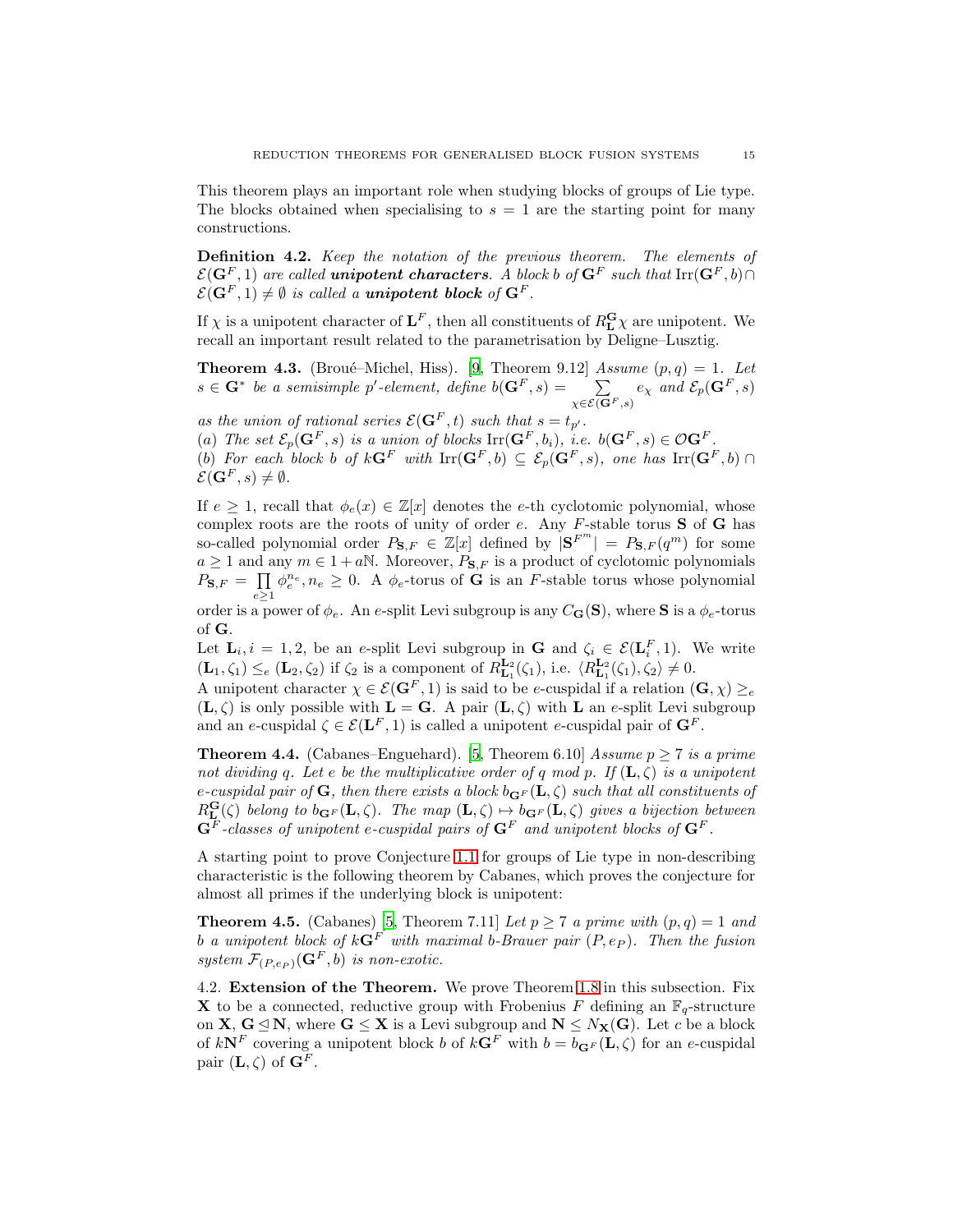This theorem plays an important role when studying blocks of groups of Lie type. The blocks obtained when specialising to $s = 1$ are the starting point for many constructions.

**Definition 4.2.** *Keep the notation of the previous theorem. The elements of $\mathcal{E}(\mathbf{G}^F, 1)$ are called* ***unipotent characters****. A block $b$ of $\mathbf{G}^F$ such that $\mathrm{Irr}(\mathbf{G}^F, b) \cap \mathcal{E}(\mathbf{G}^F, 1) \neq \emptyset$ is called a* ***unipotent block*** *of $\mathbf{G}^F$.*

If $\chi$ is a unipotent character of $\mathbf{L}^F$, then all constituents of $R_{\mathbf{L}}^{\mathbf{G}}\chi$ are unipotent. We recall an important result related to the parametrisation by Deligne–Lusztig.

**Theorem 4.3.** (Broué–Michel, Hiss). [9, Theorem 9.12] *Assume $(p, q) = 1$. Let $s \in \mathbf{G}^*$ be a semisimple $p'$-element, define $b(\mathbf{G}^F, s) = \sum_{\chi \in \mathcal{E}(\mathbf{G}^F, s)} e_\chi$ and $\mathcal{E}_p(\mathbf{G}^F, s)$ as the union of rational series $\mathcal{E}(\mathbf{G}^F, t)$ such that $s = t_{p'}$.*
*(a) The set $\mathcal{E}_p(\mathbf{G}^F, s)$ is a union of blocks $\mathrm{Irr}(\mathbf{G}^F, b_i)$, i.e. $b(\mathbf{G}^F, s) \in \mathcal{O}\mathbf{G}^F$.*
*(b) For each block $b$ of $k\mathbf{G}^F$ with $\mathrm{Irr}(\mathbf{G}^F, b) \subseteq \mathcal{E}_p(\mathbf{G}^F, s)$, one has $\mathrm{Irr}(\mathbf{G}^F, b) \cap \mathcal{E}(\mathbf{G}^F, s) \neq \emptyset$.*

If $e \geq 1$, recall that $\phi_e(x) \in \mathbb{Z}[x]$ denotes the $e$-th cyclotomic polynomial, whose complex roots are the roots of unity of order $e$. Any $F$-stable torus $\mathbf{S}$ of $\mathbf{G}$ has so-called polynomial order $P_{\mathbf{S},F} \in \mathbb{Z}[x]$ defined by $|\mathbf{S}^{F^m}| = P_{\mathbf{S},F}(q^m)$ for some $a \geq 1$ and any $m \in 1 + a\mathbb{N}$. Moreover, $P_{\mathbf{S},F}$ is a product of cyclotomic polynomials $P_{\mathbf{S},F} = \prod_{e \geq 1} \phi_e^{n_e}, n_e \geq 0$. A $\phi_e$-torus of $\mathbf{G}$ is an $F$-stable torus whose polynomial order is a power of $\phi_e$. An $e$-split Levi subgroup is any $C_{\mathbf{G}}(\mathbf{S})$, where $\mathbf{S}$ is a $\phi_e$-torus of $\mathbf{G}$.

Let $\mathbf{L}_i, i = 1, 2$, be an $e$-split Levi subgroup in $\mathbf{G}$ and $\zeta_i \in \mathcal{E}(\mathbf{L}_i^F, 1)$. We write $(\mathbf{L}_1, \zeta_1) \leq_e (\mathbf{L}_2, \zeta_2)$ if $\zeta_2$ is a component of $R_{\mathbf{L}_1}^{\mathbf{L}_2}(\zeta_1)$, i.e. $\langle R_{\mathbf{L}_1}^{\mathbf{L}_2}(\zeta_1), \zeta_2 \rangle \neq 0$.
A unipotent character $\chi \in \mathcal{E}(\mathbf{G}^F, 1)$ is said to be $e$-cuspidal if a relation $(\mathbf{G}, \chi) \geq_e (\mathbf{L}, \zeta)$ is only possible with $\mathbf{L} = \mathbf{G}$. A pair $(\mathbf{L}, \zeta)$ with $\mathbf{L}$ an $e$-split Levi subgroup and an $e$-cuspidal $\zeta \in \mathcal{E}(\mathbf{L}^F, 1)$ is called a unipotent $e$-cuspidal pair of $\mathbf{G}^F$.

**Theorem 4.4.** (Cabanes–Enguehard). [5, Theorem 6.10] *Assume $p \geq 7$ is a prime not dividing $q$. Let $e$ be the multiplicative order of $q$ mod $p$. If $(\mathbf{L}, \zeta)$ is a unipotent $e$-cuspidal pair of $\mathbf{G}$, then there exists a block $b_{\mathbf{G}^F}(\mathbf{L}, \zeta)$ such that all constituents of $R_{\mathbf{L}}^{\mathbf{G}}(\zeta)$ belong to $b_{\mathbf{G}^F}(\mathbf{L}, \zeta)$. The map $(\mathbf{L}, \zeta) \mapsto b_{\mathbf{G}^F}(\mathbf{L}, \zeta)$ gives a bijection between $\mathbf{G}^F$-classes of unipotent $e$-cuspidal pairs of $\mathbf{G}^F$ and unipotent blocks of $\mathbf{G}^F$.*

A starting point to prove Conjecture 1.1 for groups of Lie type in non-describing characteristic is the following theorem by Cabanes, which proves the conjecture for almost all primes if the underlying block is unipotent:

**Theorem 4.5.** (Cabanes) [5, Theorem 7.11] *Let $p \geq 7$ a prime with $(p, q) = 1$ and $b$ a unipotent block of $k\mathbf{G}^F$ with maximal $b$-Brauer pair $(P, e_P)$. Then the fusion system $\mathcal{F}_{(P,e_P)}(\mathbf{G}^F, b)$ is non-exotic.*

4.2. **Extension of the Theorem.** We prove Theorem 1.8 in this subsection. Fix $\mathbf{X}$ to be a connected, reductive group with Frobenius $F$ defining an $\mathbb{F}_q$-structure on $\mathbf{X}$, $\mathbf{G} \trianglelefteq \mathbf{N}$, where $\mathbf{G} \leq \mathbf{X}$ is a Levi subgroup and $\mathbf{N} \leq N_{\mathbf{X}}(\mathbf{G})$. Let $c$ be a block of $k\mathbf{N}^F$ covering a unipotent block $b$ of $k\mathbf{G}^F$ with $b = b_{\mathbf{G}^F}(\mathbf{L}, \zeta)$ for an $e$-cuspidal pair $(\mathbf{L}, \zeta)$ of $\mathbf{G}^F$.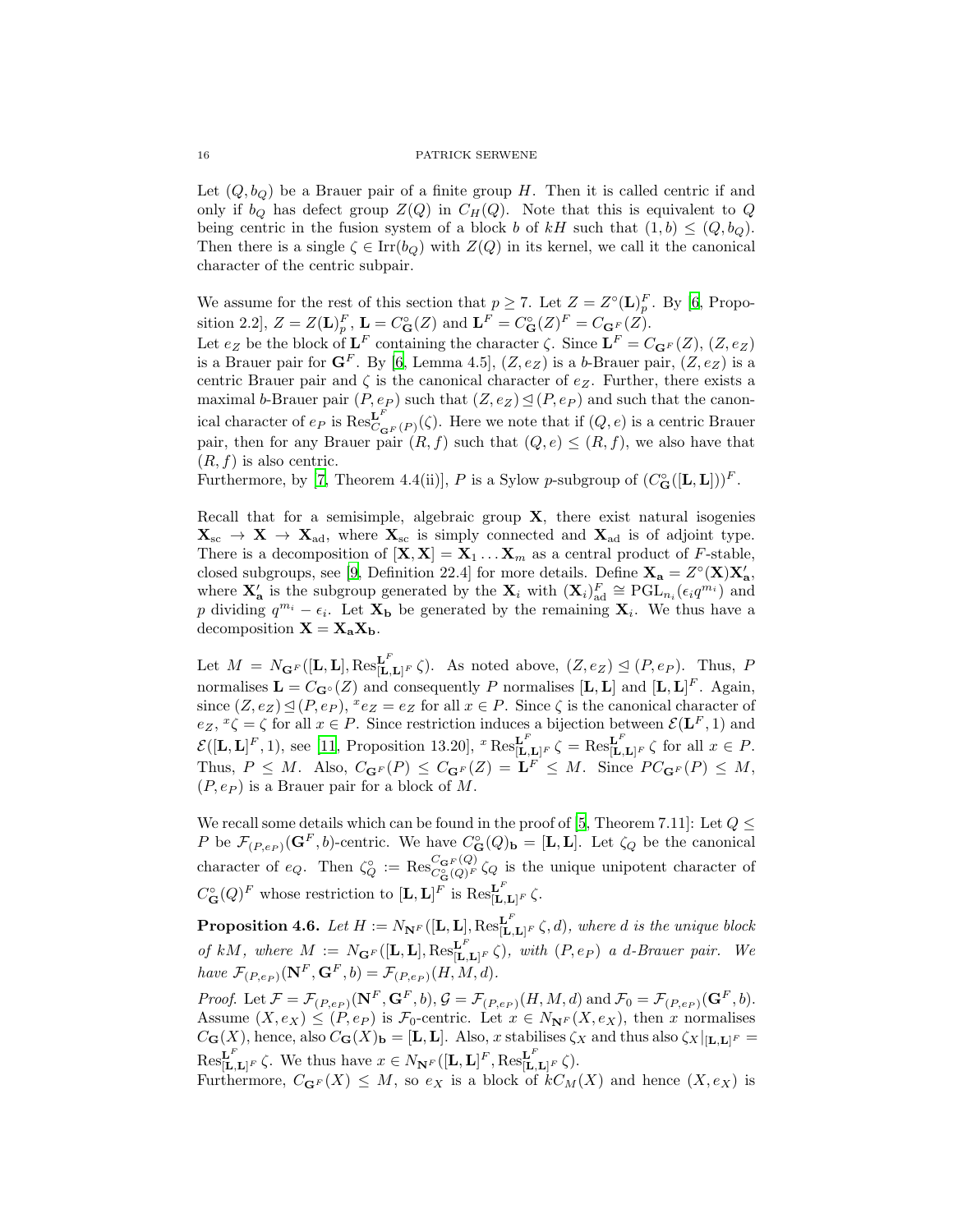Let $(Q, b_Q)$ be a Brauer pair of a finite group $H$. Then it is called centric if and only if $b_Q$ has defect group $Z(Q)$ in $C_H(Q)$. Note that this is equivalent to $Q$ being centric in the fusion system of a block $b$ of $kH$ such that $(1, b) \leq (Q, b_Q)$. Then there is a single $\zeta \in \mathrm{Irr}(b_Q)$ with $Z(Q)$ in its kernel, we call it the canonical character of the centric subpair.

We assume for the rest of this section that $p \geq 7$. Let $Z = Z^\circ(\mathbf{L})^F_p$. By [6, Proposition 2.2], $Z = Z(\mathbf{L})^F_p$, $\mathbf{L} = C^\circ_{\mathbf{G}}(Z)$ and $\mathbf{L}^F = C^\circ_{\mathbf{G}}(Z)^F = C_{\mathbf{G}^F}(Z)$.
Let $e_Z$ be the block of $\mathbf{L}^F$ containing the character $\zeta$. Since $\mathbf{L}^F = C_{\mathbf{G}^F}(Z)$, $(Z, e_Z)$ is a Brauer pair for $\mathbf{G}^F$. By [6, Lemma 4.5], $(Z, e_Z)$ is a $b$-Brauer pair, $(Z, e_Z)$ is a centric Brauer pair and $\zeta$ is the canonical character of $e_Z$. Further, there exists a maximal $b$-Brauer pair $(P, e_P)$ such that $(Z, e_Z) \trianglelefteq (P, e_P)$ and such that the canonical character of $e_P$ is $\mathrm{Res}^{\mathbf{L}^F}_{C_{\mathbf{G}^F}(P)}(\zeta)$. Here we note that if $(Q, e)$ is a centric Brauer pair, then for any Brauer pair $(R, f)$ such that $(Q, e) \leq (R, f)$, we also have that $(R, f)$ is also centric.
Furthermore, by [7, Theorem 4.4(ii)], $P$ is a Sylow $p$-subgroup of $(C^\circ_{\mathbf{G}}([\mathbf{L}, \mathbf{L}]))^F$.

Recall that for a semisimple, algebraic group $\mathbf{X}$, there exist natural isogenies $\mathbf{X}_{\mathrm{sc}} \to \mathbf{X} \to \mathbf{X}_{\mathrm{ad}}$, where $\mathbf{X}_{\mathrm{sc}}$ is simply connected and $\mathbf{X}_{\mathrm{ad}}$ is of adjoint type. There is a decomposition of $[\mathbf{X}, \mathbf{X}] = \mathbf{X}_1 \ldots \mathbf{X}_m$ as a central product of $F$-stable, closed subgroups, see [9, Definition 22.4] for more details. Define $\mathbf{X_a} = Z^\circ(\mathbf{X})\mathbf{X'_a}$, where $\mathbf{X'_a}$ is the subgroup generated by the $\mathbf{X}_i$ with $(\mathbf{X}_i)^F_{\mathrm{ad}} \cong \mathrm{PGL}_{n_i}(\epsilon_i q^{m_i})$ and $p$ dividing $q^{m_i} - \epsilon_i$. Let $\mathbf{X_b}$ be generated by the remaining $\mathbf{X}_i$. We thus have a decomposition $\mathbf{X} = \mathbf{X_a}\mathbf{X_b}$.

Let $M = N_{\mathbf{G}^F}([\mathbf{L}, \mathbf{L}], \mathrm{Res}^{\mathbf{L}^F}_{[\mathbf{L},\mathbf{L}]^F} \zeta)$. As noted above, $(Z, e_Z) \trianglelefteq (P, e_P)$. Thus, $P$ normalises $\mathbf{L} = C_{\mathbf{G}^\circ}(Z)$ and consequently $P$ normalises $[\mathbf{L}, \mathbf{L}]$ and $[\mathbf{L}, \mathbf{L}]^F$. Again, since $(Z, e_Z) \trianglelefteq (P, e_P)$, ${}^x e_Z = e_Z$ for all $x \in P$. Since $\zeta$ is the canonical character of $e_Z$, ${}^x\zeta = \zeta$ for all $x \in P$. Since restriction induces a bijection between $\mathcal{E}(\mathbf{L}^F, 1)$ and $\mathcal{E}([\mathbf{L}, \mathbf{L}]^F, 1)$, see [11, Proposition 13.20], ${}^x \mathrm{Res}^{\mathbf{L}^F}_{[\mathbf{L},\mathbf{L}]^F} \zeta = \mathrm{Res}^{\mathbf{L}^F}_{[\mathbf{L},\mathbf{L}]^F} \zeta$ for all $x \in P$. Thus, $P \leq M$. Also, $C_{\mathbf{G}^F}(P) \leq C_{\mathbf{G}^F}(Z) = \mathbf{L}^F \leq M$. Since $PC_{\mathbf{G}^F}(P) \leq M$, $(P, e_P)$ is a Brauer pair for a block of $M$.

We recall some details which can be found in the proof of [5, Theorem 7.11]: Let $Q \leq P$ be $\mathcal{F}_{(P,e_P)}(\mathbf{G}^F, b)$-centric. We have $C^\circ_{\mathbf{G}}(Q)_{\mathbf{b}} = [\mathbf{L}, \mathbf{L}]$. Let $\zeta_Q$ be the canonical character of $e_Q$. Then $\zeta_Q^\circ := \mathrm{Res}^{C_{\mathbf{G}^F}(Q)}_{C^\circ_{\mathbf{G}}(Q)^F} \zeta_Q$ is the unique unipotent character of $C^\circ_{\mathbf{G}}(Q)^F$ whose restriction to $[\mathbf{L}, \mathbf{L}]^F$ is $\mathrm{Res}^{\mathbf{L}^F}_{[\mathbf{L},\mathbf{L}]^F} \zeta$.

**Proposition 4.6.** *Let $H := N_{\mathbf{N}^F}([\mathbf{L}, \mathbf{L}], \mathrm{Res}^{\mathbf{L}^F}_{[\mathbf{L},\mathbf{L}]^F} \zeta, d)$, where $d$ is the unique block of $kM$, where $M := N_{\mathbf{G}^F}([\mathbf{L}, \mathbf{L}], \mathrm{Res}^{\mathbf{L}^F}_{[\mathbf{L},\mathbf{L}]^F} \zeta)$, with $(P, e_P)$ a $d$-Brauer pair. We have $\mathcal{F}_{(P,e_P)}(\mathbf{N}^F, \mathbf{G}^F, b) = \mathcal{F}_{(P,e_P)}(H, M, d)$.*

*Proof.* Let $\mathcal{F} = \mathcal{F}_{(P,e_P)}(\mathbf{N}^F, \mathbf{G}^F, b)$, $\mathcal{G} = \mathcal{F}_{(P,e_P)}(H, M, d)$ and $\mathcal{F}_0 = \mathcal{F}_{(P,e_P)}(\mathbf{G}^F, b)$. Assume $(X, e_X) \leq (P, e_P)$ is $\mathcal{F}_0$-centric. Let $x \in N_{\mathbf{N}^F}(X, e_X)$, then $x$ normalises $C_{\mathbf{G}}(X)$, hence, also $C_{\mathbf{G}}(X)_{\mathbf{b}} = [\mathbf{L}, \mathbf{L}]$. Also, $x$ stabilises $\zeta_X$ and thus also $\zeta_X|_{[\mathbf{L},\mathbf{L}]^F} = \mathrm{Res}^{\mathbf{L}^F}_{[\mathbf{L},\mathbf{L}]^F} \zeta$. We thus have $x \in N_{\mathbf{N}^F}([\mathbf{L}, \mathbf{L}]^F, \mathrm{Res}^{\mathbf{L}^F}_{[\mathbf{L},\mathbf{L}]^F} \zeta)$.
Furthermore, $C_{\mathbf{G}^F}(X) \leq M$, so $e_X$ is a block of $kC_M(X)$ and hence $(X, e_X)$ is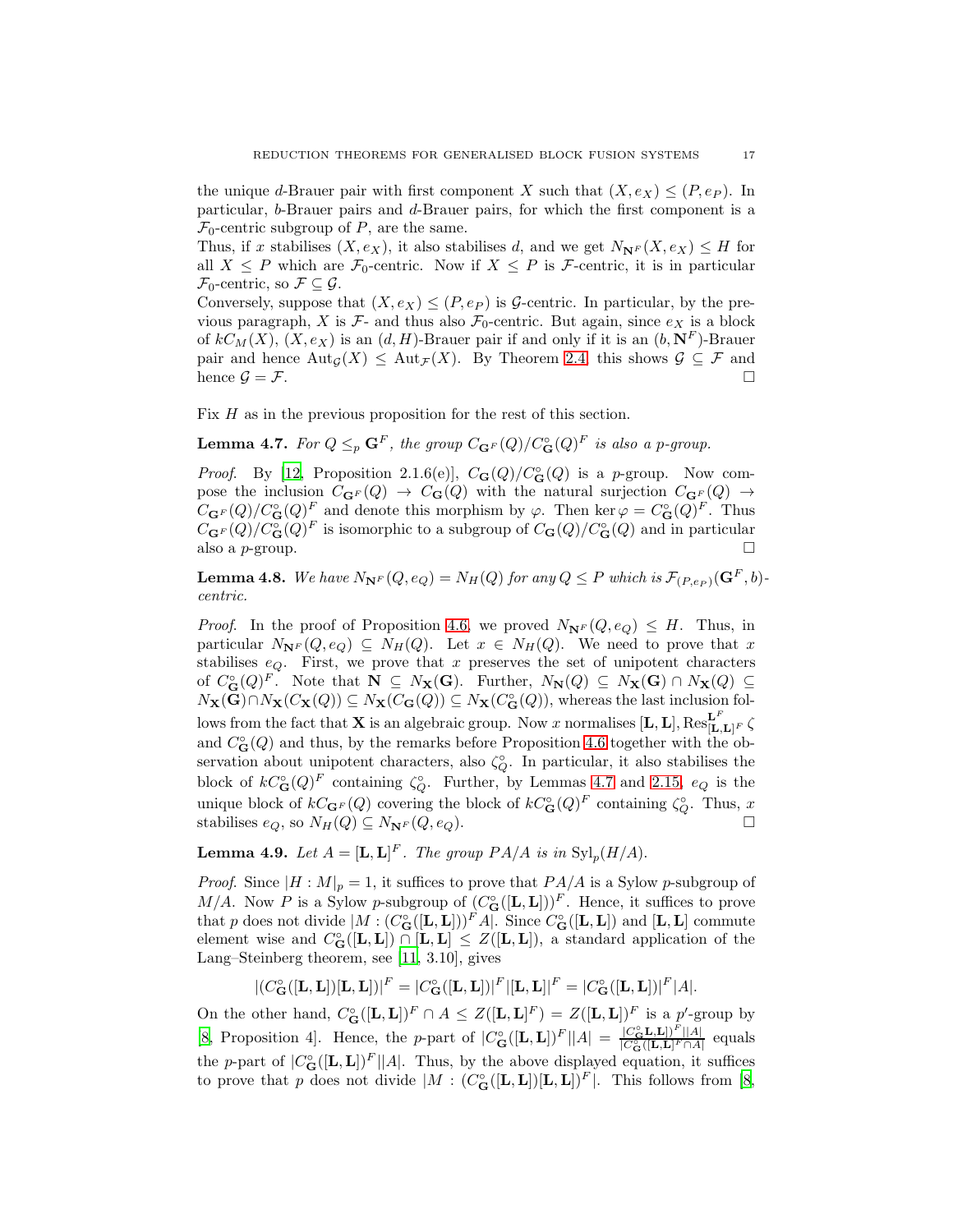the unique $d$-Brauer pair with first component $X$ such that $(X, e_X) \leq (P, e_P)$. In particular, $b$-Brauer pairs and $d$-Brauer pairs, for which the first component is a $\mathcal{F}_0$-centric subgroup of $P$, are the same.

Thus, if $x$ stabilises $(X, e_X)$, it also stabilises $d$, and we get $N_{\mathbf{N}^F}(X, e_X) \leq H$ for all $X \leq P$ which are $\mathcal{F}_0$-centric. Now if $X \leq P$ is $\mathcal{F}$-centric, it is in particular $\mathcal{F}_0$-centric, so $\mathcal{F} \subseteq \mathcal{G}$.

Conversely, suppose that $(X, e_X) \leq (P, e_P)$ is $\mathcal{G}$-centric. In particular, by the previous paragraph, $X$ is $\mathcal{F}$- and thus also $\mathcal{F}_0$-centric. But again, since $e_X$ is a block of $kC_M(X)$, $(X, e_X)$ is an $(d, H)$-Brauer pair if and only if it is an $(b, \mathbf{N}^F)$-Brauer pair and hence $\mathrm{Aut}_{\mathcal{G}}(X) \leq \mathrm{Aut}_{\mathcal{F}}(X)$. By Theorem 2.4, this shows $\mathcal{G} \subseteq \mathcal{F}$ and hence $\mathcal{G} = \mathcal{F}$. $\square$

Fix $H$ as in the previous proposition for the rest of this section.

**Lemma 4.7.** *For $Q \leq_p \mathbf{G}^F$, the group $C_{\mathbf{G}^F}(Q)/C^\circ_{\mathbf{G}}(Q)^F$ is also a $p$-group.*

*Proof.* By [12, Proposition 2.1.6(e)], $C_{\mathbf{G}}(Q)/C^\circ_{\mathbf{G}}(Q)$ is a $p$-group. Now compose the inclusion $C_{\mathbf{G}^F}(Q) \to C_{\mathbf{G}}(Q)$ with the natural surjection $C_{\mathbf{G}^F}(Q) \to C_{\mathbf{G}^F}(Q)/C^\circ_{\mathbf{G}}(Q)^F$ and denote this morphism by $\varphi$. Then $\ker \varphi = C^\circ_{\mathbf{G}}(Q)^F$. Thus $C_{\mathbf{G}^F}(Q)/C^\circ_{\mathbf{G}}(Q)^F$ is isomorphic to a subgroup of $C_{\mathbf{G}}(Q)/C^\circ_{\mathbf{G}}(Q)$ and in particular also a $p$-group. $\square$

**Lemma 4.8.** *We have $N_{\mathbf{N}^F}(Q, e_Q) = N_H(Q)$ for any $Q \leq P$ which is $\mathcal{F}_{(P,e_P)}(\mathbf{G}^F, b)$-centric.*

*Proof.* In the proof of Proposition 4.6, we proved $N_{\mathbf{N}^F}(Q, e_Q) \leq H$. Thus, in particular $N_{\mathbf{N}^F}(Q, e_Q) \subseteq N_H(Q)$. Let $x \in N_H(Q)$. We need to prove that $x$ stabilises $e_Q$. First, we prove that $x$ preserves the set of unipotent characters of $C^\circ_{\mathbf{G}}(Q)^F$. Note that $\mathbf{N} \subseteq N_{\mathbf{X}}(\mathbf{G})$. Further, $N_{\mathbf{N}}(Q) \subseteq N_{\mathbf{X}}(\mathbf{G}) \cap N_{\mathbf{X}}(Q) \subseteq N_{\mathbf{X}}(\mathbf{G}) \cap N_{\mathbf{X}}(C_{\mathbf{X}}(Q)) \subseteq N_{\mathbf{X}}(C_{\mathbf{G}}(Q)) \subseteq N_{\mathbf{X}}(C^\circ_{\mathbf{G}}(Q))$, whereas the last inclusion follows from the fact that $\mathbf{X}$ is an algebraic group. Now $x$ normalises $[\mathbf{L}, \mathbf{L}]$, $\mathrm{Res}^{\mathbf{L}^F}_{[\mathbf{L},\mathbf{L}]^F} \zeta$ and $C^\circ_{\mathbf{G}}(Q)$ and thus, by the remarks before Proposition 4.6 together with the observation about unipotent characters, also $\zeta^\circ_Q$. In particular, it also stabilises the block of $kC^\circ_{\mathbf{G}}(Q)^F$ containing $\zeta^\circ_Q$. Further, by Lemmas 4.7 and 2.15, $e_Q$ is the unique block of $kC_{\mathbf{G}^F}(Q)$ covering the block of $kC^\circ_{\mathbf{G}}(Q)^F$ containing $\zeta^\circ_Q$. Thus, $x$ stabilises $e_Q$, so $N_H(Q) \subseteq N_{\mathbf{N}^F}(Q, e_Q)$. $\square$

**Lemma 4.9.** *Let $A = [\mathbf{L}, \mathbf{L}]^F$. The group $PA/A$ is in $\mathrm{Syl}_p(H/A)$.*

*Proof.* Since $|H : M|_p = 1$, it suffices to prove that $PA/A$ is a Sylow $p$-subgroup of $M/A$. Now $P$ is a Sylow $p$-subgroup of $(C^\circ_{\mathbf{G}}([\mathbf{L}, \mathbf{L}]))^F$. Hence, it suffices to prove that $p$ does not divide $|M : (C^\circ_{\mathbf{G}}([\mathbf{L}, \mathbf{L}]))^F A|$. Since $C^\circ_{\mathbf{G}}([\mathbf{L}, \mathbf{L}])$ and $[\mathbf{L}, \mathbf{L}]$ commute element wise and $C^\circ_{\mathbf{G}}([\mathbf{L}, \mathbf{L}]) \cap [\mathbf{L}, \mathbf{L}] \leq Z([\mathbf{L}, \mathbf{L}])$, a standard application of the Lang–Steinberg theorem, see [11, 3.10], gives

$$|(C^\circ_{\mathbf{G}}([\mathbf{L}, \mathbf{L}])[\mathbf{L}, \mathbf{L}])|^F = |C^\circ_{\mathbf{G}}([\mathbf{L}, \mathbf{L}])|^F |[\mathbf{L}, \mathbf{L}]|^F = |C^\circ_{\mathbf{G}}([\mathbf{L}, \mathbf{L}])|^F |A|.$$

On the other hand, $C^\circ_{\mathbf{G}}([\mathbf{L}, \mathbf{L}])^F \cap A \leq Z([\mathbf{L}, \mathbf{L}]^F) = Z([\mathbf{L}, \mathbf{L}])^F$ is a $p'$-group by [8, Proposition 4]. Hence, the $p$-part of $|C^\circ_{\mathbf{G}}([\mathbf{L}, \mathbf{L}])^F||A| = \frac{|C^\circ_{\mathbf{G}} \mathbf{L}, \mathbf{L}])^F||A|}{|C^\circ_{\mathbf{G}}([\mathbf{L}, \mathbf{L}]^F \cap A|}$ equals the $p$-part of $|C^\circ_{\mathbf{G}}([\mathbf{L}, \mathbf{L}])^F||A|$. Thus, by the above displayed equation, it suffices to prove that $p$ does not divide $|M : (C^\circ_{\mathbf{G}}([\mathbf{L}, \mathbf{L}])[\mathbf{L}, \mathbf{L}])^F|$. This follows from [8,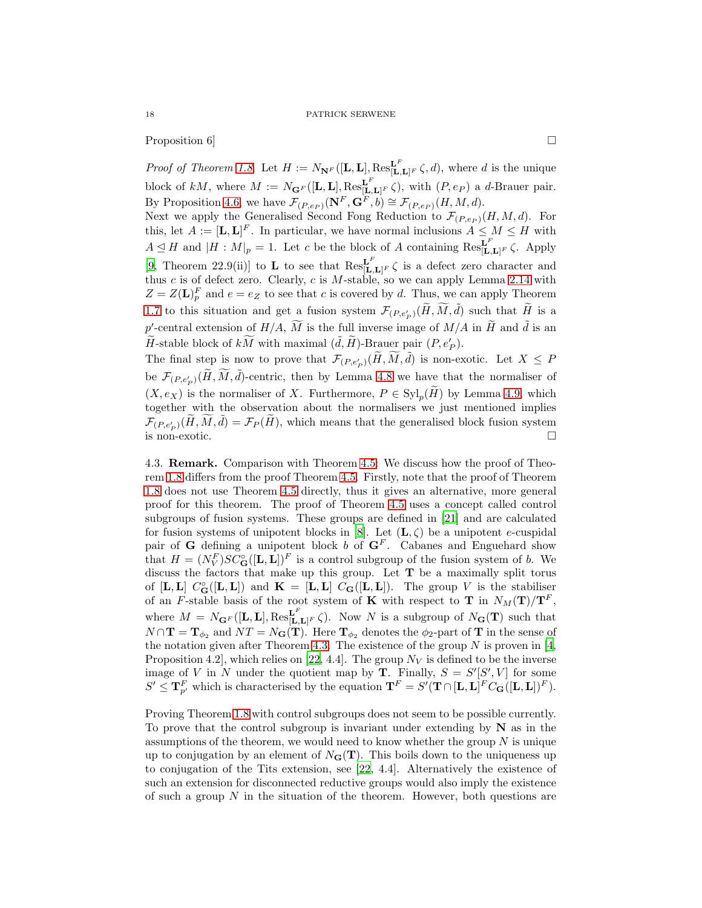Proposition 6] $\square$

*Proof of Theorem 1.8.* Let $H := N_{\mathbf{N}^F}([\mathbf{L},\mathbf{L}], \operatorname{Res}^{\mathbf{L}^F}_{[\mathbf{L},\mathbf{L}]^F} \zeta, d)$, where $d$ is the unique block of $kM$, where $M := N_{\mathbf{G}^F}([\mathbf{L},\mathbf{L}], \operatorname{Res}^{\mathbf{L}^F}_{[\mathbf{L},\mathbf{L}]^F} \zeta)$, with $(P, e_P)$ a $d$-Brauer pair. By Proposition 4.6, we have $\mathcal{F}_{(P,e_P)}(\mathbf{N}^F, \mathbf{G}^F, b) \cong \mathcal{F}_{(P,e_P)}(H, M, d)$.
Next we apply the Generalised Second Fong Reduction to $\mathcal{F}_{(P,e_P)}(H, M, d)$. For this, let $A := [\mathbf{L},\mathbf{L}]^F$. In particular, we have normal inclusions $A \leq M \leq H$ with $A \trianglelefteq H$ and $|H : M|_p = 1$. Let $c$ be the block of $A$ containing $\operatorname{Res}^{\mathbf{L}^F}_{[\mathbf{L},\mathbf{L}]^F} \zeta$. Apply [9, Theorem 22.9(ii)] to $\mathbf{L}$ to see that $\operatorname{Res}^{\mathbf{L}^F}_{[\mathbf{L},\mathbf{L}]^F} \zeta$ is a defect zero character and thus $c$ is of defect zero. Clearly, $c$ is $M$-stable, so we can apply Lemma 2.14 with $Z = Z(\mathbf{L})^F_p$ and $e = e_Z$ to see that $c$ is covered by $d$. Thus, we can apply Theorem 1.7 to this situation and get a fusion system $\mathcal{F}_{(P,e'_P)}(\widetilde{H}, \widetilde{M}, \tilde{d})$ such that $\widetilde{H}$ is a $p'$-central extension of $H/A$, $\widetilde{M}$ is the full inverse image of $M/A$ in $\widetilde{H}$ and $\tilde{d}$ is an $\widetilde{H}$-stable block of $k\widetilde{M}$ with maximal $(\tilde{d}, \widetilde{H})$-Brauer pair $(P, e'_P)$.
The final step is now to prove that $\mathcal{F}_{(P,e'_P)}(\widetilde{H}, \widetilde{M}, \tilde{d})$ is non-exotic. Let $X \leq P$ be $\mathcal{F}_{(P,e'_P)}(\widetilde{H}, \widetilde{M}, \tilde{d})$-centric, then by Lemma 4.8 we have that the normaliser of $(X, e_X)$ is the normaliser of $X$. Furthermore, $P \in \operatorname{Syl}_p(\widetilde{H})$ by Lemma 4.9, which together with the observation about the normalisers we just mentioned implies $\mathcal{F}_{(P,e'_P)}(\widetilde{H}, \widetilde{M}, \tilde{d}) = \mathcal{F}_P(\widetilde{H})$, which means that the generalised block fusion system is non-exotic. $\square$

4.3. **Remark.** Comparison with Theorem 4.5: We discuss how the proof of Theorem 1.8 differs from the proof Theorem 4.5. Firstly, note that the proof of Theorem 1.8 does not use Theorem 4.5 directly, thus it gives an alternative, more general proof for this theorem. The proof of Theorem 4.5 uses a concept called control subgroups of fusion systems. These groups are defined in [21] and are calculated for fusion systems of unipotent blocks in [8]. Let $(\mathbf{L}, \zeta)$ be a unipotent $e$-cuspidal pair of $\mathbf{G}$ defining a unipotent block $b$ of $\mathbf{G}^F$. Cabanes and Enguehard show that $H = (N_V^F)SC^\circ_{\mathbf{G}}([\mathbf{L},\mathbf{L}])^F$ is a control subgroup of the fusion system of $b$. We discuss the factors that make up this group. Let $\mathbf{T}$ be a maximally split torus of $[\mathbf{L},\mathbf{L}]\ C^\circ_{\mathbf{G}}([\mathbf{L},\mathbf{L}])$ and $\mathbf{K} = [\mathbf{L},\mathbf{L}]\ C_{\mathbf{G}}([\mathbf{L},\mathbf{L}])$. The group $V$ is the stabiliser of an $F$-stable basis of the root system of $\mathbf{K}$ with respect to $\mathbf{T}$ in $N_M(\mathbf{T})/\mathbf{T}^F$, where $M = N_{\mathbf{G}^F}([\mathbf{L},\mathbf{L}], \operatorname{Res}^{\mathbf{L}^F}_{[\mathbf{L},\mathbf{L}]^F} \zeta)$. Now $N$ is a subgroup of $N_{\mathbf{G}}(\mathbf{T})$ such that $N \cap \mathbf{T} = \mathbf{T}_{\phi_2}$ and $N\mathbf{T} = N_{\mathbf{G}}(\mathbf{T})$. Here $\mathbf{T}_{\phi_2}$ denotes the $\phi_2$-part of $\mathbf{T}$ in the sense of the notation given after Theorem 4.3. The existence of the group $N$ is proven in [4, Proposition 4.2], which relies on [22, 4.4]. The group $N_V$ is defined to be the inverse image of $V$ in $N$ under the quotient map by $\mathbf{T}$. Finally, $S = S'[S', V]$ for some $S' \leq \mathbf{T}^F_{p'}$ which is characterised by the equation $\mathbf{T}^F = S'(\mathbf{T} \cap [\mathbf{L},\mathbf{L}]^F C_{\mathbf{G}}([\mathbf{L},\mathbf{L}])^F)$.

Proving Theorem 1.8 with control subgroups does not seem to be possible currently. To prove that the control subgroup is invariant under extending by $\mathbf{N}$ as in the assumptions of the theorem, we would need to know whether the group $N$ is unique up to conjugation by an element of $N_{\mathbf{G}}(\mathbf{T})$. This boils down to the uniqueness up to conjugation of the Tits extension, see [22, 4.4]. Alternatively the existence of such an extension for disconnected reductive groups would also imply the existence of such a group $N$ in the situation of the theorem. However, both questions are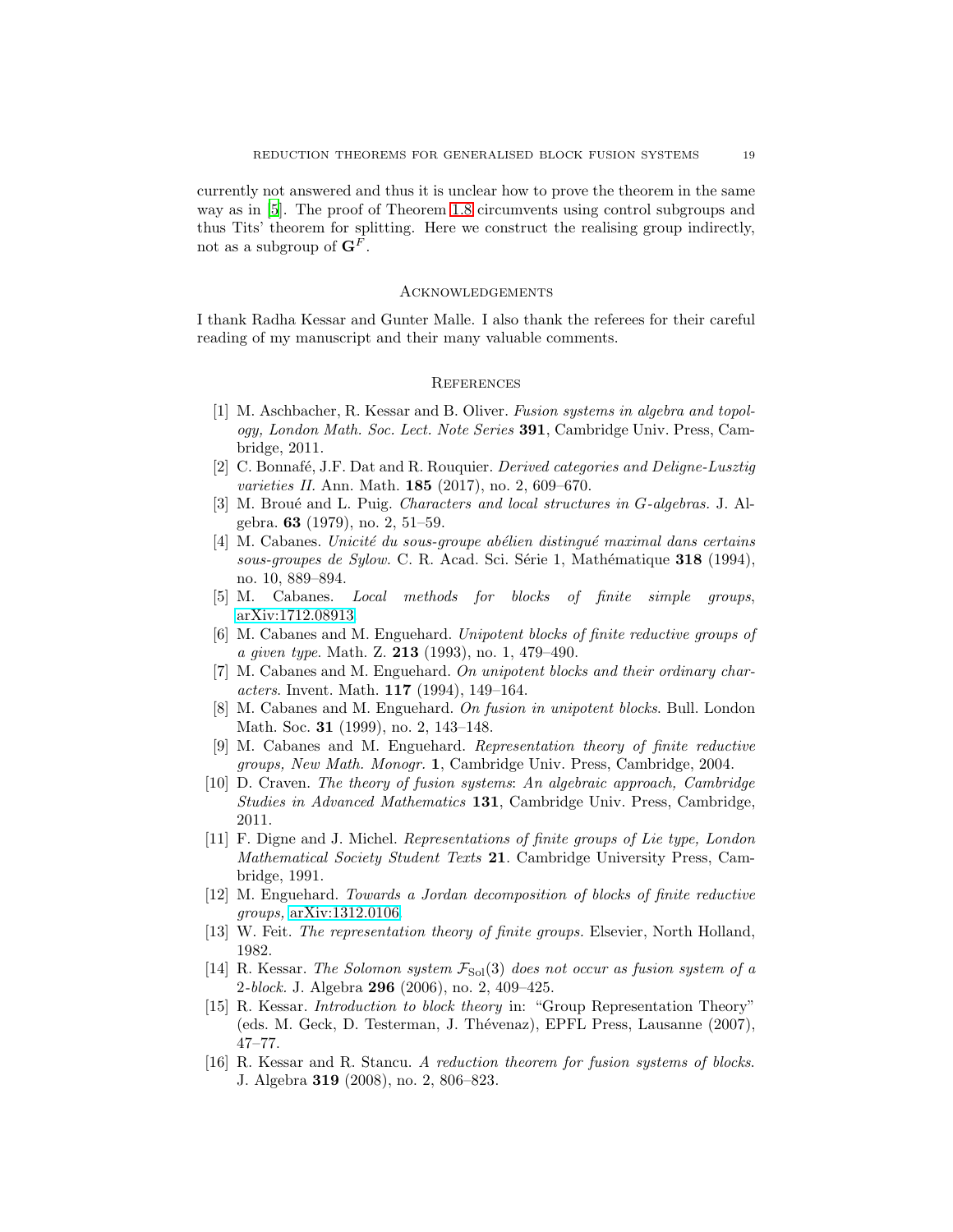currently not answered and thus it is unclear how to prove the theorem in the same way as in [5]. The proof of Theorem 1.8 circumvents using control subgroups and thus Tits' theorem for splitting. Here we construct the realising group indirectly, not as a subgroup of $\mathbf{G}^F$.

## Acknowledgements

I thank Radha Kessar and Gunter Malle. I also thank the referees for their careful reading of my manuscript and their many valuable comments.

## References

[1] M. Aschbacher, R. Kessar and B. Oliver. *Fusion systems in algebra and topology, London Math. Soc. Lect. Note Series* **391**, Cambridge Univ. Press, Cambridge, 2011.

[2] C. Bonnafé, J.F. Dat and R. Rouquier. *Derived categories and Deligne-Lusztig varieties II*. Ann. Math. **185** (2017), no. 2, 609–670.

[3] M. Broué and L. Puig. *Characters and local structures in G-algebras.* J. Algebra. **63** (1979), no. 2, 51–59.

[4] M. Cabanes. *Unicité du sous-groupe abélien distingué maximal dans certains sous-groupes de Sylow*. C. R. Acad. Sci. Série 1, Mathématique **318** (1994), no. 10, 889–894.

[5] M. Cabanes. *Local methods for blocks of finite simple groups*, arXiv:1712.08913

[6] M. Cabanes and M. Enguehard. *Unipotent blocks of finite reductive groups of a given type*. Math. Z. **213** (1993), no. 1, 479–490.

[7] M. Cabanes and M. Enguehard. *On unipotent blocks and their ordinary characters*. Invent. Math. **117** (1994), 149–164.

[8] M. Cabanes and M. Enguehard. *On fusion in unipotent blocks*. Bull. London Math. Soc. **31** (1999), no. 2, 143–148.

[9] M. Cabanes and M. Enguehard. *Representation theory of finite reductive groups, New Math. Monogr.* **1**, Cambridge Univ. Press, Cambridge, 2004.

[10] D. Craven. *The theory of fusion systems: An algebraic approach, Cambridge Studies in Advanced Mathematics* **131**, Cambridge Univ. Press, Cambridge, 2011.

[11] F. Digne and J. Michel. *Representations of finite groups of Lie type, London Mathematical Society Student Texts* **21**. Cambridge University Press, Cambridge, 1991.

[12] M. Enguehard. *Towards a Jordan decomposition of blocks of finite reductive groups,* arXiv:1312.0106

[13] W. Feit. *The representation theory of finite groups.* Elsevier, North Holland, 1982.

[14] R. Kessar. *The Solomon system $\mathcal{F}_{\mathrm{Sol}}(3)$ does not occur as fusion system of a 2-block.* J. Algebra **296** (2006), no. 2, 409–425.

[15] R. Kessar. *Introduction to block theory* in: "Group Representation Theory" (eds. M. Geck, D. Testerman, J. Thévenaz), EPFL Press, Lausanne (2007), 47–77.

[16] R. Kessar and R. Stancu. *A reduction theorem for fusion systems of blocks*. J. Algebra **319** (2008), no. 2, 806–823.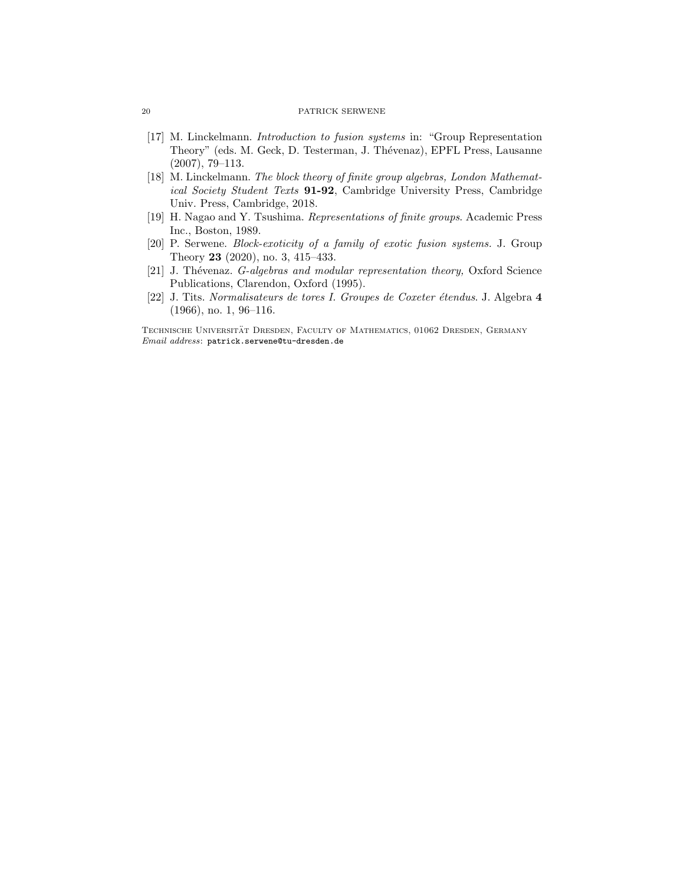[17] M. Linckelmann. *Introduction to fusion systems* in: "Group Representation Theory" (eds. M. Geck, D. Testerman, J. Thévenaz), EPFL Press, Lausanne (2007), 79–113.

[18] M. Linckelmann. *The block theory of finite group algebras, London Mathematical Society Student Texts* **91-92**, Cambridge University Press, Cambridge Univ. Press, Cambridge, 2018.

[19] H. Nagao and Y. Tsushima. *Representations of finite groups*. Academic Press Inc., Boston, 1989.

[20] P. Serwene. *Block-exoticity of a family of exotic fusion systems.* J. Group Theory **23** (2020), no. 3, 415–433.

[21] J. Thévenaz. *G-algebras and modular representation theory,* Oxford Science Publications, Clarendon, Oxford (1995).

[22] J. Tits. *Normalisateurs de tores I. Groupes de Coxeter étendus*. J. Algebra **4** (1966), no. 1, 96–116.

Technische Universität Dresden, Faculty of Mathematics, 01062 Dresden, Germany
*Email address*: `patrick.serwene@tu-dresden.de`